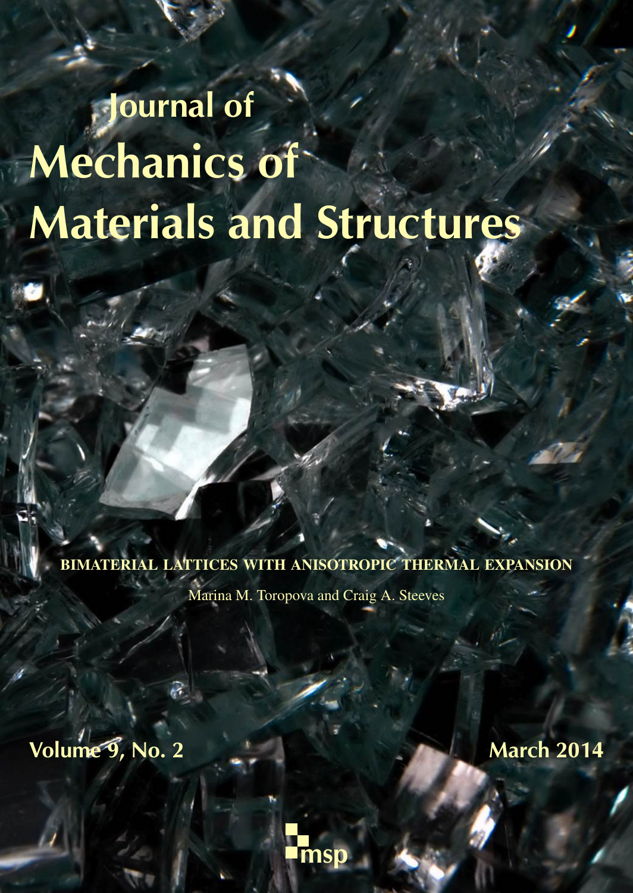# Journal of Mechanics of Materials and Structures

## BIMATERIAL LATTICES WITH ANISOTROPIC THERMAL EXPANSION

Marina M. Toropova and Craig A. Steeves

Volume 9, No. 2 March 2014

msp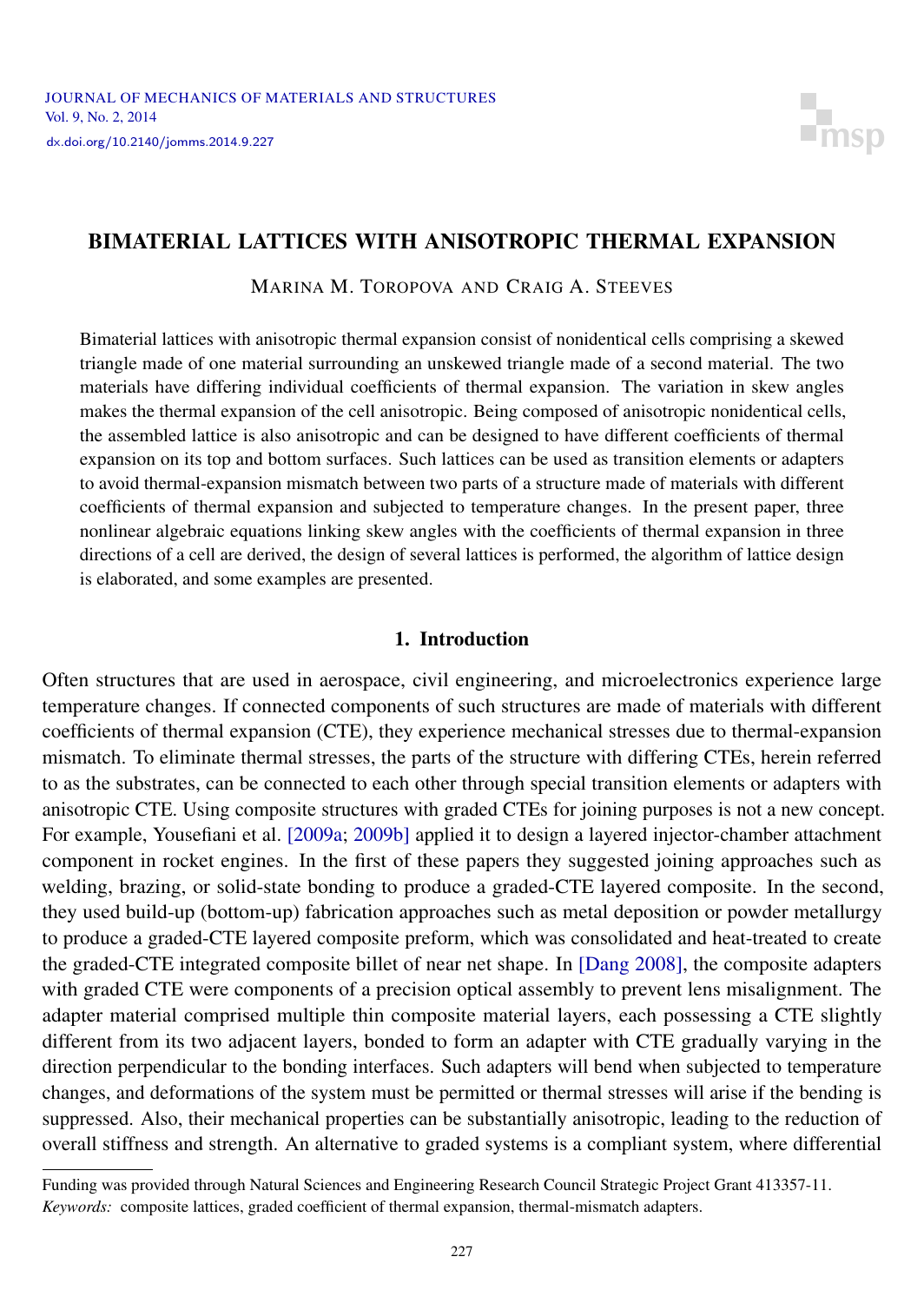# BIMATERIAL LATTICES WITH ANISOTROPIC THERMAL EXPANSION

MARINA M. TOROPOVA AND CRAIG A. STEEVES

Bimaterial lattices with anisotropic thermal expansion consist of nonidentical cells comprising a skewed triangle made of one material surrounding an unskewed triangle made of a second material. The two materials have differing individual coefficients of thermal expansion. The variation in skew angles makes the thermal expansion of the cell anisotropic. Being composed of anisotropic nonidentical cells, the assembled lattice is also anisotropic and can be designed to have different coefficients of thermal expansion on its top and bottom surfaces. Such lattices can be used as transition elements or adapters to avoid thermal-expansion mismatch between two parts of a structure made of materials with different coefficients of thermal expansion and subjected to temperature changes. In the present paper, three nonlinear algebraic equations linking skew angles with the coefficients of thermal expansion in three directions of a cell are derived, the design of several lattices is performed, the algorithm of lattice design is elaborated, and some examples are presented.

## 1. Introduction

Often structures that are used in aerospace, civil engineering, and microelectronics experience large temperature changes. If connected components of such structures are made of materials with different coefficients of thermal expansion (CTE), they experience mechanical stresses due to thermal-expansion mismatch. To eliminate thermal stresses, the parts of the structure with differing CTEs, herein referred to as the substrates, can be connected to each other through special transition elements or adapters with anisotropic CTE. Using composite structures with graded CTEs for joining purposes is not a new concept. For example, Yousefiani et al. [2009a; 2009b] applied it to design a layered injector-chamber attachment component in rocket engines. In the first of these papers they suggested joining approaches such as welding, brazing, or solid-state bonding to produce a graded-CTE layered composite. In the second, they used build-up (bottom-up) fabrication approaches such as metal deposition or powder metallurgy to produce a graded-CTE layered composite preform, which was consolidated and heat-treated to create the graded-CTE integrated composite billet of near net shape. In [Dang 2008], the composite adapters with graded CTE were components of a precision optical assembly to prevent lens misalignment. The adapter material comprised multiple thin composite material layers, each possessing a CTE slightly different from its two adjacent layers, bonded to form an adapter with CTE gradually varying in the direction perpendicular to the bonding interfaces. Such adapters will bend when subjected to temperature changes, and deformations of the system must be permitted or thermal stresses will arise if the bending is suppressed. Also, their mechanical properties can be substantially anisotropic, leading to the reduction of overall stiffness and strength. An alternative to graded systems is a compliant system, where differential

Funding was provided through Natural Sciences and Engineering Research Council Strategic Project Grant 413357-11.

*Keywords:* composite lattices, graded coefficient of thermal expansion, thermal-mismatch adapters.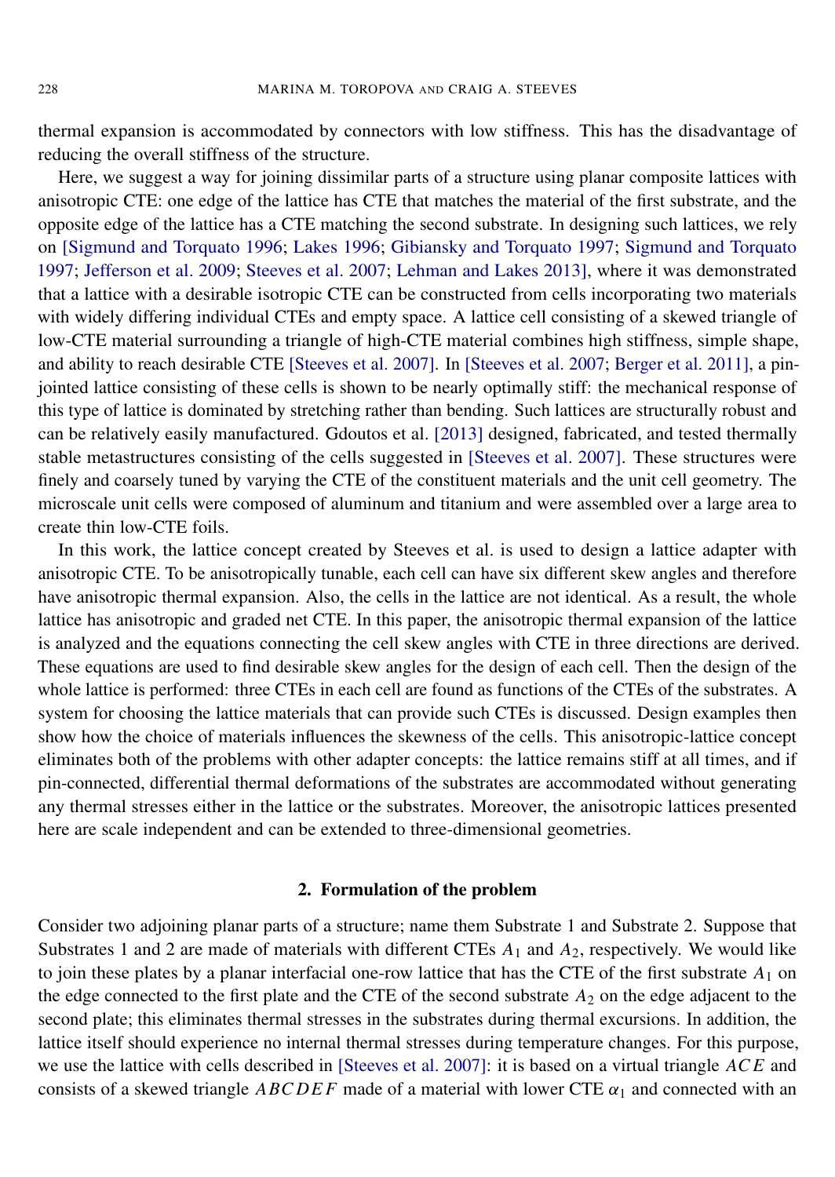thermal expansion is accommodated by connectors with low stiffness. This has the disadvantage of reducing the overall stiffness of the structure.

Here, we suggest a way for joining dissimilar parts of a structure using planar composite lattices with anisotropic CTE: one edge of the lattice has CTE that matches the material of the first substrate, and the opposite edge of the lattice has a CTE matching the second substrate. In designing such lattices, we rely on [Sigmund and Torquato 1996; Lakes 1996; Gibiansky and Torquato 1997; Sigmund and Torquato 1997; Jefferson et al. 2009; Steeves et al. 2007; Lehman and Lakes 2013], where it was demonstrated that a lattice with a desirable isotropic CTE can be constructed from cells incorporating two materials with widely differing individual CTEs and empty space. A lattice cell consisting of a skewed triangle of low-CTE material surrounding a triangle of high-CTE material combines high stiffness, simple shape, and ability to reach desirable CTE [Steeves et al. 2007]. In [Steeves et al. 2007; Berger et al. 2011], a pin-jointed lattice consisting of these cells is shown to be nearly optimally stiff: the mechanical response of this type of lattice is dominated by stretching rather than bending. Such lattices are structurally robust and can be relatively easily manufactured. Gdoutos et al. [2013] designed, fabricated, and tested thermally stable metastructures consisting of the cells suggested in [Steeves et al. 2007]. These structures were finely and coarsely tuned by varying the CTE of the constituent materials and the unit cell geometry. The microscale unit cells were composed of aluminum and titanium and were assembled over a large area to create thin low-CTE foils.

In this work, the lattice concept created by Steeves et al. is used to design a lattice adapter with anisotropic CTE. To be anisotropically tunable, each cell can have six different skew angles and therefore have anisotropic thermal expansion. Also, the cells in the lattice are not identical. As a result, the whole lattice has anisotropic and graded net CTE. In this paper, the anisotropic thermal expansion of the lattice is analyzed and the equations connecting the cell skew angles with CTE in three directions are derived. These equations are used to find desirable skew angles for the design of each cell. Then the design of the whole lattice is performed: three CTEs in each cell are found as functions of the CTEs of the substrates. A system for choosing the lattice materials that can provide such CTEs is discussed. Design examples then show how the choice of materials influences the skewness of the cells. This anisotropic-lattice concept eliminates both of the problems with other adapter concepts: the lattice remains stiff at all times, and if pin-connected, differential thermal deformations of the substrates are accommodated without generating any thermal stresses either in the lattice or the substrates. Moreover, the anisotropic lattices presented here are scale independent and can be extended to three-dimensional geometries.

## 2. Formulation of the problem

Consider two adjoining planar parts of a structure; name them Substrate 1 and Substrate 2. Suppose that Substrates 1 and 2 are made of materials with different CTEs $A_1$ and $A_2$, respectively. We would like to join these plates by a planar interfacial one-row lattice that has the CTE of the first substrate $A_1$ on the edge connected to the first plate and the CTE of the second substrate $A_2$ on the edge adjacent to the second plate; this eliminates thermal stresses in the substrates during thermal excursions. In addition, the lattice itself should experience no internal thermal stresses during temperature changes. For this purpose, we use the lattice with cells described in [Steeves et al. 2007]: it is based on a virtual triangle $ACE$ and consists of a skewed triangle $ABCDEF$ made of a material with lower CTE $\alpha_1$ and connected with an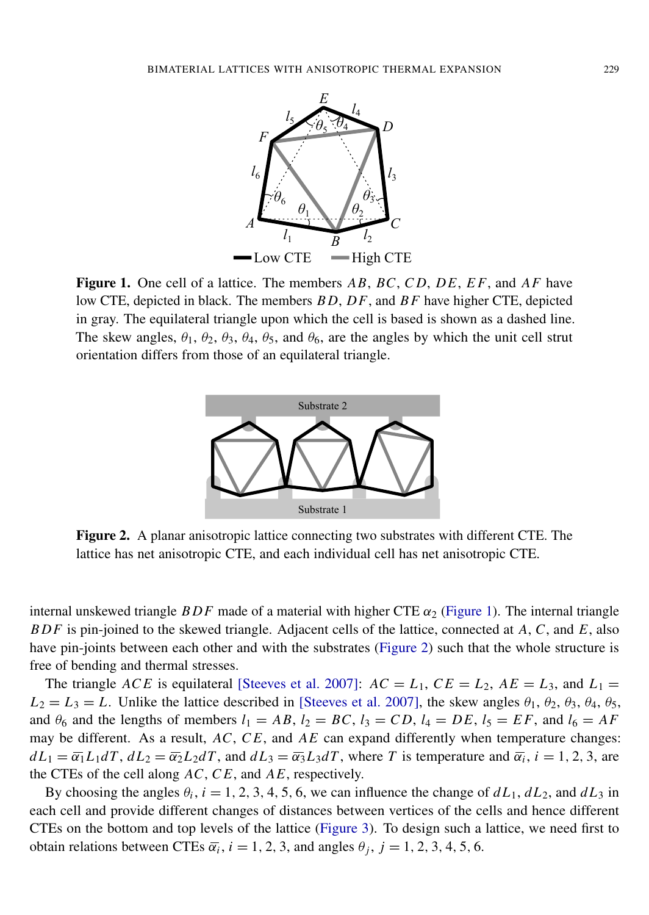**Figure 1.** One cell of a lattice. The members $AB$, $BC$, $CD$, $DE$, $EF$, and $AF$ have low CTE, depicted in black. The members $BD$, $DF$, and $BF$ have higher CTE, depicted in gray. The equilateral triangle upon which the cell is based is shown as a dashed line. The skew angles, $\theta_1$, $\theta_2$, $\theta_3$, $\theta_4$, $\theta_5$, and $\theta_6$, are the angles by which the unit cell strut orientation differs from those of an equilateral triangle.

**Figure 2.** A planar anisotropic lattice connecting two substrates with different CTE. The lattice has net anisotropic CTE, and each individual cell has net anisotropic CTE.

internal unskewed triangle $BDF$ made of a material with higher CTE $\alpha_2$ (Figure 1). The internal triangle $BDF$ is pin-joined to the skewed triangle. Adjacent cells of the lattice, connected at $A$, $C$, and $E$, also have pin-joints between each other and with the substrates (Figure 2) such that the whole structure is free of bending and thermal stresses.

The triangle $ACE$ is equilateral [Steeves et al. 2007]: $AC = L_1$, $CE = L_2$, $AE = L_3$, and $L_1 = L_2 = L_3 = L$. Unlike the lattice described in [Steeves et al. 2007], the skew angles $\theta_1$, $\theta_2$, $\theta_3$, $\theta_4$, $\theta_5$, and $\theta_6$ and the lengths of members $l_1 = AB$, $l_2 = BC$, $l_3 = CD$, $l_4 = DE$, $l_5 = EF$, and $l_6 = AF$ may be different. As a result, $AC$, $CE$, and $AE$ can expand differently when temperature changes: $dL_1 = \overline{\alpha_1} L_1 dT$, $dL_2 = \overline{\alpha_2} L_2 dT$, and $dL_3 = \overline{\alpha_3} L_3 dT$, where $T$ is temperature and $\overline{\alpha_i}$, $i = 1, 2, 3$, are the CTEs of the cell along $AC$, $CE$, and $AE$, respectively.

By choosing the angles $\theta_i$, $i = 1, 2, 3, 4, 5, 6$, we can influence the change of $dL_1$, $dL_2$, and $dL_3$ in each cell and provide different changes of distances between vertices of the cells and hence different CTEs on the bottom and top levels of the lattice (Figure 3). To design such a lattice, we need first to obtain relations between CTEs $\overline{\alpha_i}$, $i = 1, 2, 3$, and angles $\theta_j$, $j = 1, 2, 3, 4, 5, 6$.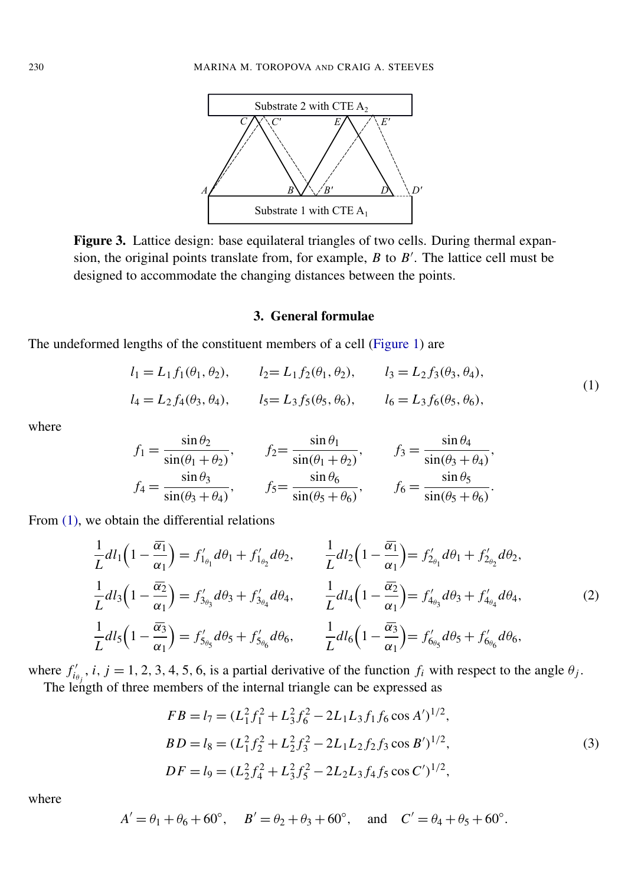**Figure 3.** Lattice design: base equilateral triangles of two cells. During thermal expansion, the original points translate from, for example, $B$ to $B'$. The lattice cell must be designed to accommodate the changing distances between the points.

## 3. General formulae

The undeformed lengths of the constituent members of a cell (Figure 1) are

$$
\begin{aligned}
l_1 &= L_1 f_1(\theta_1, \theta_2), & l_2 &= L_1 f_2(\theta_1, \theta_2), & l_3 &= L_2 f_3(\theta_3, \theta_4), \\
l_4 &= L_2 f_4(\theta_3, \theta_4), & l_5 &= L_3 f_5(\theta_5, \theta_6), & l_6 &= L_3 f_6(\theta_5, \theta_6),
\end{aligned}
\tag{1}
$$

where

$$
\begin{aligned}
f_1 &= \frac{\sin\theta_2}{\sin(\theta_1+\theta_2)}, & f_2 &= \frac{\sin\theta_1}{\sin(\theta_1+\theta_2)}, & f_3 &= \frac{\sin\theta_4}{\sin(\theta_3+\theta_4)}, \\
f_4 &= \frac{\sin\theta_3}{\sin(\theta_3+\theta_4)}, & f_5 &= \frac{\sin\theta_6}{\sin(\theta_5+\theta_6)}, & f_6 &= \frac{\sin\theta_5}{\sin(\theta_5+\theta_6)}.
\end{aligned}
$$

From (1), we obtain the differential relations

$$
\begin{aligned}
\frac{1}{L} dl_1 \Big(1 - \frac{\overline{\alpha_1}}{\alpha_1}\Big) &= f'_{1_{\theta_1}} d\theta_1 + f'_{1_{\theta_2}} d\theta_2, & \frac{1}{L} dl_2 \Big(1 - \frac{\overline{\alpha_1}}{\alpha_1}\Big) &= f'_{2_{\theta_1}} d\theta_1 + f'_{2_{\theta_2}} d\theta_2, \\
\frac{1}{L} dl_3 \Big(1 - \frac{\overline{\alpha_2}}{\alpha_1}\Big) &= f'_{3_{\theta_3}} d\theta_3 + f'_{3_{\theta_4}} d\theta_4, & \frac{1}{L} dl_4 \Big(1 - \frac{\overline{\alpha_2}}{\alpha_1}\Big) &= f'_{4_{\theta_3}} d\theta_3 + f'_{4_{\theta_4}} d\theta_4, \\
\frac{1}{L} dl_5 \Big(1 - \frac{\overline{\alpha_3}}{\alpha_1}\Big) &= f'_{5_{\theta_5}} d\theta_5 + f'_{5_{\theta_6}} d\theta_6, & \frac{1}{L} dl_6 \Big(1 - \frac{\overline{\alpha_3}}{\alpha_1}\Big) &= f'_{6_{\theta_5}} d\theta_5 + f'_{6_{\theta_6}} d\theta_6,
\end{aligned}
\tag{2}
$$

where $f'_{i_{\theta_j}}$, $i, j = 1, 2, 3, 4, 5, 6$, is a partial derivative of the function $f_i$ with respect to the angle $\theta_j$.

The length of three members of the internal triangle can be expressed as

$$
\begin{aligned}
FB = l_7 &= (L_1^2 f_1^2 + L_3^2 f_6^2 - 2 L_1 L_3 f_1 f_6 \cos A')^{1/2}, \\
BD = l_8 &= (L_1^2 f_2^2 + L_2^2 f_3^2 - 2 L_1 L_2 f_2 f_3 \cos B')^{1/2}, \\
DF = l_9 &= (L_2^2 f_4^2 + L_3^2 f_5^2 - 2 L_2 L_3 f_4 f_5 \cos C')^{1/2},
\end{aligned}
\tag{3}
$$

where

$$
A' = \theta_1 + \theta_6 + 60^\circ, \quad B' = \theta_2 + \theta_3 + 60^\circ, \quad \text{and} \quad C' = \theta_4 + \theta_5 + 60^\circ.
$$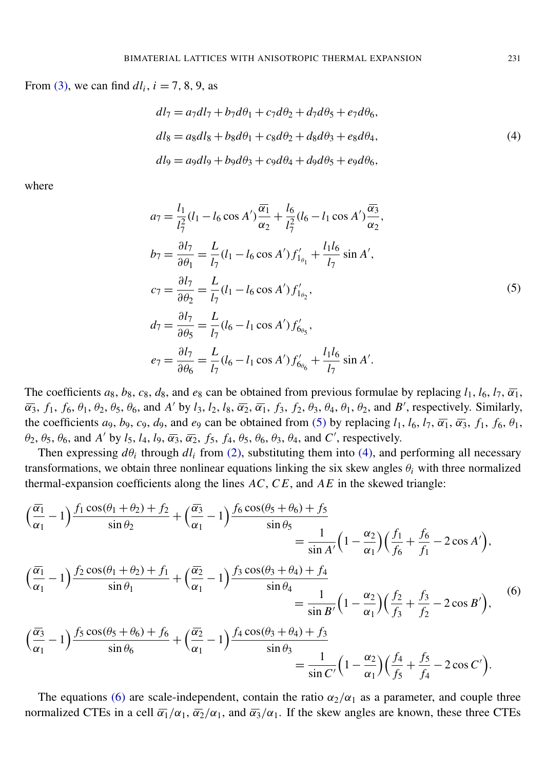From (3), we can find $dl_i$, $i = 7, 8, 9$, as

$$
\begin{aligned}
dl_7 &= a_7 dl_7 + b_7 d\theta_1 + c_7 d\theta_2 + d_7 d\theta_5 + e_7 d\theta_6,\\
dl_8 &= a_8 dl_8 + b_8 d\theta_1 + c_8 d\theta_2 + d_8 d\theta_3 + e_8 d\theta_4,\\
dl_9 &= a_9 dl_9 + b_9 d\theta_3 + c_9 d\theta_4 + d_9 d\theta_5 + e_9 d\theta_6,
\end{aligned}
\tag{4}
$$

where

$$
\begin{aligned}
a_7 &= \frac{l_1}{l_7^2}(l_1 - l_6\cos A')\frac{\overline{\alpha_1}}{\alpha_2} + \frac{l_6}{l_7^2}(l_6 - l_1\cos A')\frac{\overline{\alpha_3}}{\alpha_2},\\
b_7 &= \frac{\partial l_7}{\partial \theta_1} = \frac{L}{l_7}(l_1 - l_6\cos A') f'_{1_{\theta_1}} + \frac{l_1 l_6}{l_7}\sin A',\\
c_7 &= \frac{\partial l_7}{\partial \theta_2} = \frac{L}{l_7}(l_1 - l_6\cos A') f'_{1_{\theta_2}},\\
d_7 &= \frac{\partial l_7}{\partial \theta_5} = \frac{L}{l_7}(l_6 - l_1\cos A') f'_{6_{\theta_5}},\\
e_7 &= \frac{\partial l_7}{\partial \theta_6} = \frac{L}{l_7}(l_6 - l_1\cos A') f'_{6_{\theta_6}} + \frac{l_1 l_6}{l_7}\sin A'.
\end{aligned}
\tag{5}
$$

The coefficients $a_8$, $b_8$, $c_8$, $d_8$, and $e_8$ can be obtained from previous formulae by replacing $l_1$, $l_6$, $l_7$, $\overline{\alpha_1}$, $\overline{\alpha_3}$, $f_1$, $f_6$, $\theta_1$, $\theta_2$, $\theta_5$, $\theta_6$, and $A'$ by $l_3$, $l_2$, $l_8$, $\overline{\alpha_2}$, $\overline{\alpha_1}$, $f_3$, $f_2$, $\theta_3$, $\theta_4$, $\theta_1$, $\theta_2$, and $B'$, respectively. Similarly, the coefficients $a_9$, $b_9$, $c_9$, $d_9$, and $e_9$ can be obtained from (5) by replacing $l_1$, $l_6$, $l_7$, $\overline{\alpha_1}$, $\overline{\alpha_3}$, $f_1$, $f_6$, $\theta_1$, $\theta_2$, $\theta_5$, $\theta_6$, and $A'$ by $l_5$, $l_4$, $l_9$, $\overline{\alpha_3}$, $\overline{\alpha_2}$, $f_5$, $f_4$, $\theta_5$, $\theta_6$, $\theta_3$, $\theta_4$, and $C'$, respectively.

Then expressing $d\theta_i$ through $dl_i$ from (2), substituting them into (4), and performing all necessary transformations, we obtain three nonlinear equations linking the six skew angles $\theta_i$ with three normalized thermal-expansion coefficients along the lines $AC$, $CE$, and $AE$ in the skewed triangle:

$$
\begin{aligned}
&\Big(\frac{\overline{\alpha_1}}{\alpha_1} - 1\Big)\frac{f_1\cos(\theta_1+\theta_2) + f_2}{\sin\theta_2} + \Big(\frac{\overline{\alpha_3}}{\alpha_1} - 1\Big)\frac{f_6\cos(\theta_5+\theta_6) + f_5}{\sin\theta_5} = \frac{1}{\sin A'}\Big(1 - \frac{\alpha_2}{\alpha_1}\Big)\Big(\frac{f_1}{f_6} + \frac{f_6}{f_1} - 2\cos A'\Big),\\
&\Big(\frac{\overline{\alpha_1}}{\alpha_1} - 1\Big)\frac{f_2\cos(\theta_1+\theta_2) + f_1}{\sin\theta_1} + \Big(\frac{\overline{\alpha_2}}{\alpha_1} - 1\Big)\frac{f_3\cos(\theta_3+\theta_4) + f_4}{\sin\theta_4} = \frac{1}{\sin B'}\Big(1 - \frac{\alpha_2}{\alpha_1}\Big)\Big(\frac{f_2}{f_3} + \frac{f_3}{f_2} - 2\cos B'\Big),\\
&\Big(\frac{\overline{\alpha_3}}{\alpha_1} - 1\Big)\frac{f_5\cos(\theta_5+\theta_6) + f_6}{\sin\theta_6} + \Big(\frac{\overline{\alpha_2}}{\alpha_1} - 1\Big)\frac{f_4\cos(\theta_3+\theta_4) + f_3}{\sin\theta_3} = \frac{1}{\sin C'}\Big(1 - \frac{\alpha_2}{\alpha_1}\Big)\Big(\frac{f_4}{f_5} + \frac{f_5}{f_4} - 2\cos C'\Big).
\end{aligned}
\tag{6}
$$

The equations (6) are scale-independent, contain the ratio $\alpha_2/\alpha_1$ as a parameter, and couple three normalized CTEs in a cell $\overline{\alpha_1}/\alpha_1$, $\overline{\alpha_2}/\alpha_1$, and $\overline{\alpha_3}/\alpha_1$. If the skew angles are known, these three CTEs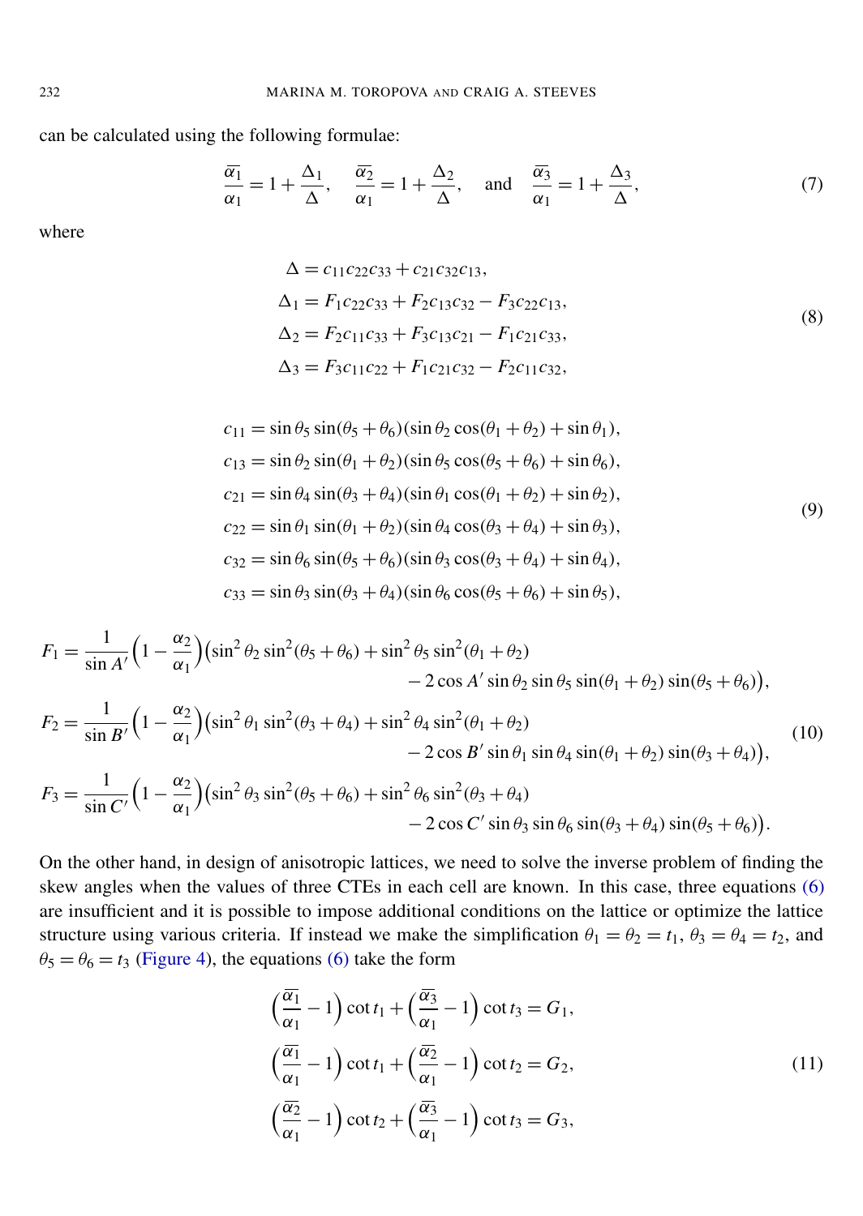can be calculated using the following formulae:

$$\frac{\overline{\alpha_1}}{\alpha_1} = 1 + \frac{\Delta_1}{\Delta}, \quad \frac{\overline{\alpha_2}}{\alpha_1} = 1 + \frac{\Delta_2}{\Delta}, \quad \text{and} \quad \frac{\overline{\alpha_3}}{\alpha_1} = 1 + \frac{\Delta_3}{\Delta}, \tag{7}$$

where

$$\begin{aligned}
\Delta &= c_{11}c_{22}c_{33} + c_{21}c_{32}c_{13},\\
\Delta_1 &= F_1 c_{22}c_{33} + F_2 c_{13}c_{32} - F_3 c_{22}c_{13},\\
\Delta_2 &= F_2 c_{11}c_{33} + F_3 c_{13}c_{21} - F_1 c_{21}c_{33},\\
\Delta_3 &= F_3 c_{11}c_{22} + F_1 c_{21}c_{32} - F_2 c_{11}c_{32},
\end{aligned} \tag{8}$$

$$\begin{aligned}
c_{11} &= \sin\theta_5 \sin(\theta_5+\theta_6)(\sin\theta_2 \cos(\theta_1+\theta_2) + \sin\theta_1),\\
c_{13} &= \sin\theta_2 \sin(\theta_1+\theta_2)(\sin\theta_5 \cos(\theta_5+\theta_6) + \sin\theta_6),\\
c_{21} &= \sin\theta_4 \sin(\theta_3+\theta_4)(\sin\theta_1 \cos(\theta_1+\theta_2) + \sin\theta_2),\\
c_{22} &= \sin\theta_1 \sin(\theta_1+\theta_2)(\sin\theta_4 \cos(\theta_3+\theta_4) + \sin\theta_3),\\
c_{32} &= \sin\theta_6 \sin(\theta_5+\theta_6)(\sin\theta_3 \cos(\theta_3+\theta_4) + \sin\theta_4),\\
c_{33} &= \sin\theta_3 \sin(\theta_3+\theta_4)(\sin\theta_6 \cos(\theta_5+\theta_6) + \sin\theta_5),
\end{aligned} \tag{9}$$

$$\begin{aligned}
F_1 &= \frac{1}{\sin A'}\Big(1 - \frac{\alpha_2}{\alpha_1}\Big)\big(\sin^2\theta_2 \sin^2(\theta_5+\theta_6) + \sin^2\theta_5 \sin^2(\theta_1+\theta_2)\\
&\qquad\qquad - 2\cos A' \sin\theta_2 \sin\theta_5 \sin(\theta_1+\theta_2)\sin(\theta_5+\theta_6)\big),\\
F_2 &= \frac{1}{\sin B'}\Big(1 - \frac{\alpha_2}{\alpha_1}\Big)\big(\sin^2\theta_1 \sin^2(\theta_3+\theta_4) + \sin^2\theta_4 \sin^2(\theta_1+\theta_2)\\
&\qquad\qquad - 2\cos B' \sin\theta_1 \sin\theta_4 \sin(\theta_1+\theta_2)\sin(\theta_3+\theta_4)\big),\\
F_3 &= \frac{1}{\sin C'}\Big(1 - \frac{\alpha_2}{\alpha_1}\Big)\big(\sin^2\theta_3 \sin^2(\theta_5+\theta_6) + \sin^2\theta_6 \sin^2(\theta_3+\theta_4)\\
&\qquad\qquad - 2\cos C' \sin\theta_3 \sin\theta_6 \sin(\theta_3+\theta_4)\sin(\theta_5+\theta_6)\big).
\end{aligned} \tag{10}$$

On the other hand, in design of anisotropic lattices, we need to solve the inverse problem of finding the skew angles when the values of three CTEs in each cell are known. In this case, three equations (6) are insufficient and it is possible to impose additional conditions on the lattice or optimize the lattice structure using various criteria. If instead we make the simplification $\theta_1 = \theta_2 = t_1$, $\theta_3 = \theta_4 = t_2$, and $\theta_5 = \theta_6 = t_3$ (Figure 4), the equations (6) take the form

$$\begin{aligned}
\Big(\frac{\overline{\alpha_1}}{\alpha_1} - 1\Big)\cot t_1 + \Big(\frac{\overline{\alpha_3}}{\alpha_1} - 1\Big)\cot t_3 &= G_1,\\
\Big(\frac{\overline{\alpha_1}}{\alpha_1} - 1\Big)\cot t_1 + \Big(\frac{\overline{\alpha_2}}{\alpha_1} - 1\Big)\cot t_2 &= G_2,\\
\Big(\frac{\overline{\alpha_2}}{\alpha_1} - 1\Big)\cot t_2 + \Big(\frac{\overline{\alpha_3}}{\alpha_1} - 1\Big)\cot t_3 &= G_3,
\end{aligned} \tag{11}$$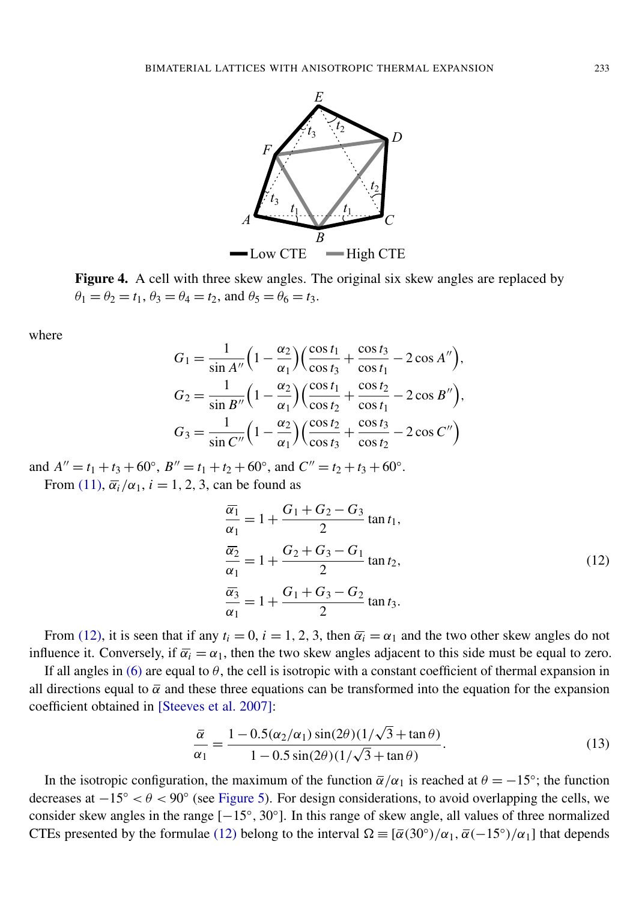**Figure 4.** A cell with three skew angles. The original six skew angles are replaced by $\theta_1 = \theta_2 = t_1$, $\theta_3 = \theta_4 = t_2$, and $\theta_5 = \theta_6 = t_3$.

where

$$G_1 = \frac{1}{\sin A''}\Big(1 - \frac{\alpha_2}{\alpha_1}\Big)\Big(\frac{\cos t_1}{\cos t_3} + \frac{\cos t_3}{\cos t_1} - 2\cos A''\Big),$$

$$G_2 = \frac{1}{\sin B''}\Big(1 - \frac{\alpha_2}{\alpha_1}\Big)\Big(\frac{\cos t_1}{\cos t_2} + \frac{\cos t_2}{\cos t_1} - 2\cos B''\Big),$$

$$G_3 = \frac{1}{\sin C''}\Big(1 - \frac{\alpha_2}{\alpha_1}\Big)\Big(\frac{\cos t_2}{\cos t_3} + \frac{\cos t_3}{\cos t_2} - 2\cos C''\Big)$$

and $A'' = t_1 + t_3 + 60°$, $B'' = t_1 + t_2 + 60°$, and $C'' = t_2 + t_3 + 60°$.

From (11), $\overline{\alpha_i}/\alpha_1$, $i = 1, 2, 3$, can be found as

$$\frac{\overline{\alpha_1}}{\alpha_1} = 1 + \frac{G_1 + G_2 - G_3}{2}\tan t_1,$$
$$\frac{\overline{\alpha_2}}{\alpha_1} = 1 + \frac{G_2 + G_3 - G_1}{2}\tan t_2, \tag{12}$$
$$\frac{\overline{\alpha_3}}{\alpha_1} = 1 + \frac{G_1 + G_3 - G_2}{2}\tan t_3.$$

From (12), it is seen that if any $t_i = 0$, $i = 1, 2, 3$, then $\overline{\alpha_i} = \alpha_1$ and the two other skew angles do not influence it. Conversely, if $\overline{\alpha_i} = \alpha_1$, then the two skew angles adjacent to this side must be equal to zero.

If all angles in (6) are equal to $\theta$, the cell is isotropic with a constant coefficient of thermal expansion in all directions equal to $\bar{\alpha}$ and these three equations can be transformed into the equation for the expansion coefficient obtained in [Steeves et al. 2007]:

$$\frac{\bar{\alpha}}{\alpha_1} = \frac{1 - 0.5(\alpha_2/\alpha_1)\sin(2\theta)(1/\sqrt{3} + \tan\theta)}{1 - 0.5\sin(2\theta)(1/\sqrt{3} + \tan\theta)}. \tag{13}$$

In the isotropic configuration, the maximum of the function $\bar{\alpha}/\alpha_1$ is reached at $\theta = -15°$; the function decreases at $-15° < \theta < 90°$ (see Figure 5). For design considerations, to avoid overlapping the cells, we consider skew angles in the range $[-15°, 30°]$. In this range of skew angle, all values of three normalized CTEs presented by the formulae (12) belong to the interval $\Omega \equiv [\bar{\alpha}(30°)/\alpha_1, \bar{\alpha}(-15°)/\alpha_1]$ that depends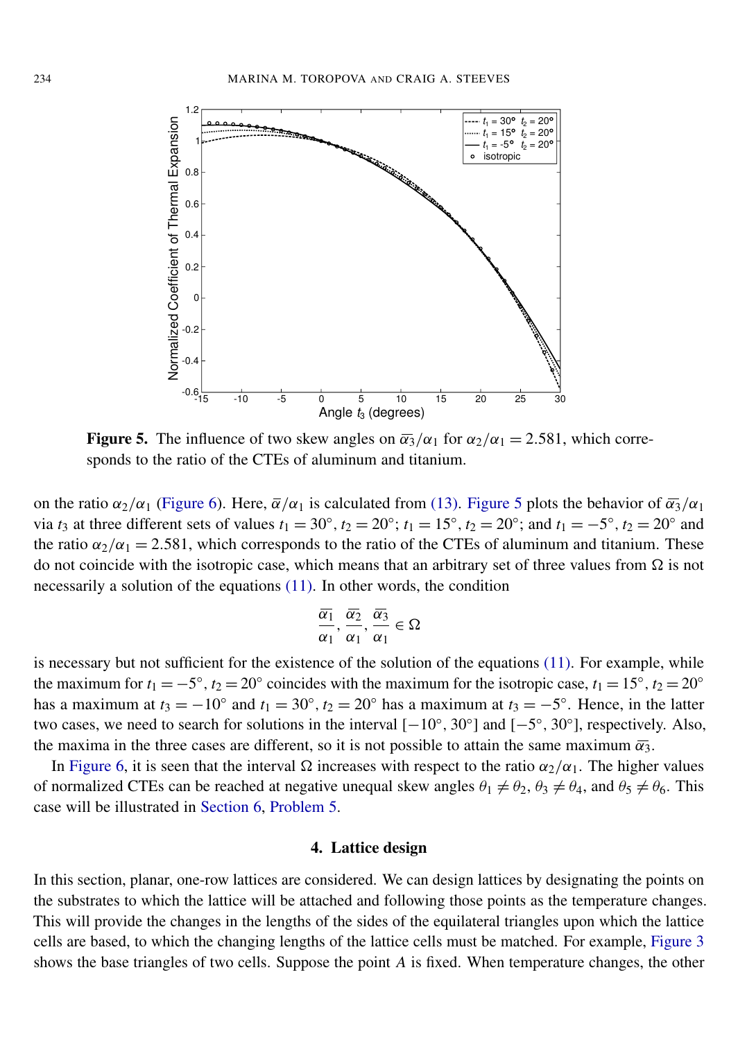**Figure 5.** The influence of two skew angles on $\overline{\alpha_3}/\alpha_1$ for $\alpha_2/\alpha_1 = 2.581$, which corresponds to the ratio of the CTEs of aluminum and titanium.

on the ratio $\alpha_2/\alpha_1$ (Figure 6). Here, $\overline{\alpha}/\alpha_1$ is calculated from (13). Figure 5 plots the behavior of $\overline{\alpha_3}/\alpha_1$ via $t_3$ at three different sets of values $t_1 = 30^\circ$, $t_2 = 20^\circ$; $t_1 = 15^\circ$, $t_2 = 20^\circ$; and $t_1 = -5^\circ$, $t_2 = 20^\circ$ and the ratio $\alpha_2/\alpha_1 = 2.581$, which corresponds to the ratio of the CTEs of aluminum and titanium. These do not coincide with the isotropic case, which means that an arbitrary set of three values from $\Omega$ is not necessarily a solution of the equations (11). In other words, the condition

$$\frac{\overline{\alpha_1}}{\alpha_1}, \frac{\overline{\alpha_2}}{\alpha_1}, \frac{\overline{\alpha_3}}{\alpha_1} \in \Omega$$

is necessary but not sufficient for the existence of the solution of the equations (11). For example, while the maximum for $t_1 = -5^\circ$, $t_2 = 20^\circ$ coincides with the maximum for the isotropic case, $t_1 = 15^\circ$, $t_2 = 20^\circ$ has a maximum at $t_3 = -10^\circ$ and $t_1 = 30^\circ$, $t_2 = 20^\circ$ has a maximum at $t_3 = -5^\circ$. Hence, in the latter two cases, we need to search for solutions in the interval $[-10^\circ, 30^\circ]$ and $[-5^\circ, 30^\circ]$, respectively. Also, the maxima in the three cases are different, so it is not possible to attain the same maximum $\overline{\alpha_3}$.

In Figure 6, it is seen that the interval $\Omega$ increases with respect to the ratio $\alpha_2/\alpha_1$. The higher values of normalized CTEs can be reached at negative unequal skew angles $\theta_1 \neq \theta_2$, $\theta_3 \neq \theta_4$, and $\theta_5 \neq \theta_6$. This case will be illustrated in Section 6, Problem 5.

## 4. Lattice design

In this section, planar, one-row lattices are considered. We can design lattices by designating the points on the substrates to which the lattice will be attached and following those points as the temperature changes. This will provide the changes in the lengths of the sides of the equilateral triangles upon which the lattice cells are based, to which the changing lengths of the lattice cells must be matched. For example, Figure 3 shows the base triangles of two cells. Suppose the point $A$ is fixed. When temperature changes, the other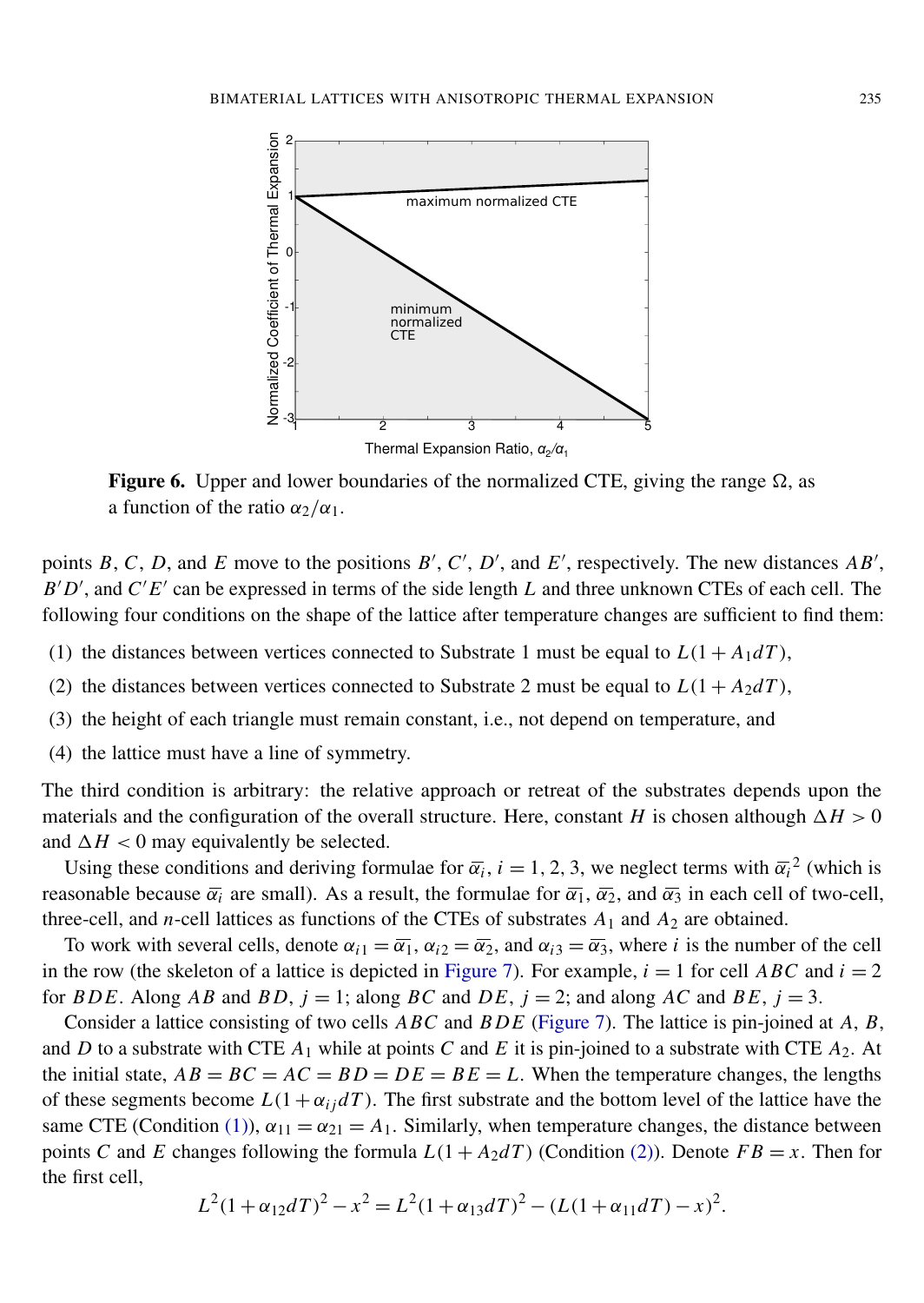**Figure 6.** Upper and lower boundaries of the normalized CTE, giving the range $\Omega$, as a function of the ratio $\alpha_2/\alpha_1$.

points $B$, $C$, $D$, and $E$ move to the positions $B'$, $C'$, $D'$, and $E'$, respectively. The new distances $AB'$, $B'D'$, and $C'E'$ can be expressed in terms of the side length $L$ and three unknown CTEs of each cell. The following four conditions on the shape of the lattice after temperature changes are sufficient to find them:

(1) the distances between vertices connected to Substrate 1 must be equal to $L(1 + A_1 dT)$,

(2) the distances between vertices connected to Substrate 2 must be equal to $L(1 + A_2 dT)$,

(3) the height of each triangle must remain constant, i.e., not depend on temperature, and

(4) the lattice must have a line of symmetry.

The third condition is arbitrary: the relative approach or retreat of the substrates depends upon the materials and the configuration of the overall structure. Here, constant $H$ is chosen although $\Delta H > 0$ and $\Delta H < 0$ may equivalently be selected.

Using these conditions and deriving formulae for $\overline{\alpha_i}$, $i = 1, 2, 3$, we neglect terms with $\overline{\alpha_i}^2$ (which is reasonable because $\overline{\alpha_i}$ are small). As a result, the formulae for $\overline{\alpha_1}$, $\overline{\alpha_2}$, and $\overline{\alpha_3}$ in each cell of two-cell, three-cell, and $n$-cell lattices as functions of the CTEs of substrates $A_1$ and $A_2$ are obtained.

To work with several cells, denote $\alpha_{i1} = \overline{\alpha_1}$, $\alpha_{i2} = \overline{\alpha_2}$, and $\alpha_{i3} = \overline{\alpha_3}$, where $i$ is the number of the cell in the row (the skeleton of a lattice is depicted in Figure 7). For example, $i = 1$ for cell $ABC$ and $i = 2$ for $BDE$. Along $AB$ and $BD$, $j = 1$; along $BC$ and $DE$, $j = 2$; and along $AC$ and $BE$, $j = 3$.

Consider a lattice consisting of two cells $ABC$ and $BDE$ (Figure 7). The lattice is pin-joined at $A$, $B$, and $D$ to a substrate with CTE $A_1$ while at points $C$ and $E$ it is pin-joined to a substrate with CTE $A_2$. At the initial state, $AB = BC = AC = BD = DE = BE = L$. When the temperature changes, the lengths of these segments become $L(1 + \alpha_{ij} dT)$. The first substrate and the bottom level of the lattice have the same CTE (Condition (1)), $\alpha_{11} = \alpha_{21} = A_1$. Similarly, when temperature changes, the distance between points $C$ and $E$ changes following the formula $L(1 + A_2 dT)$ (Condition (2)). Denote $FB = x$. Then for the first cell,

$$L^2(1 + \alpha_{12} dT)^2 - x^2 = L^2(1 + \alpha_{13} dT)^2 - (L(1 + \alpha_{11} dT) - x)^2.$$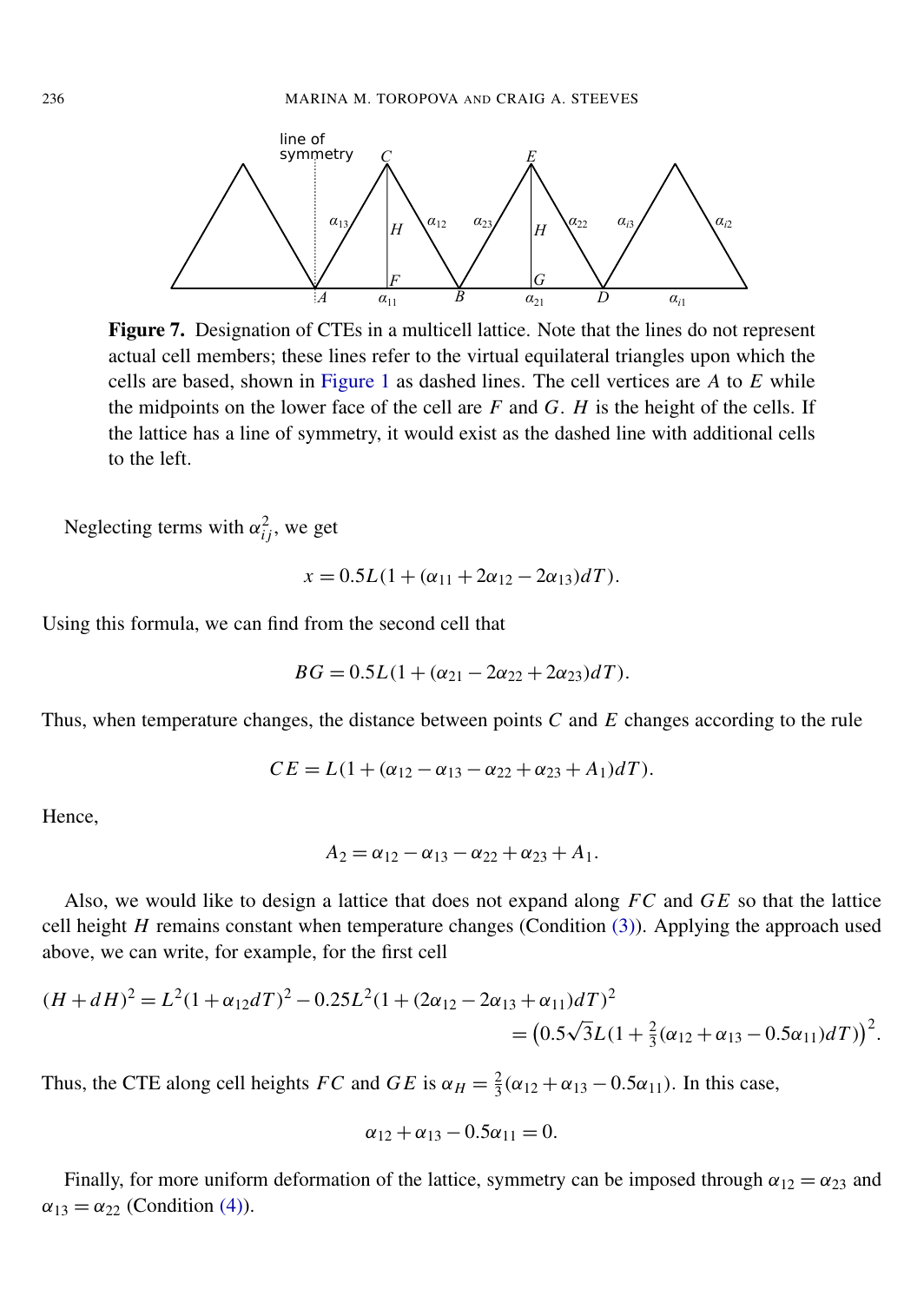**Figure 7.** Designation of CTEs in a multicell lattice. Note that the lines do not represent actual cell members; these lines refer to the virtual equilateral triangles upon which the cells are based, shown in Figure 1 as dashed lines. The cell vertices are $A$ to $E$ while the midpoints on the lower face of the cell are $F$ and $G$. $H$ is the height of the cells. If the lattice has a line of symmetry, it would exist as the dashed line with additional cells to the left.

Neglecting terms with $\alpha_{ij}^2$, we get

$$x = 0.5L(1 + (\alpha_{11} + 2\alpha_{12} - 2\alpha_{13})dT).$$

Using this formula, we can find from the second cell that

$$BG = 0.5L(1 + (\alpha_{21} - 2\alpha_{22} + 2\alpha_{23})dT).$$

Thus, when temperature changes, the distance between points $C$ and $E$ changes according to the rule

$$CE = L(1 + (\alpha_{12} - \alpha_{13} - \alpha_{22} + \alpha_{23} + A_1)dT).$$

Hence,

$$A_2 = \alpha_{12} - \alpha_{13} - \alpha_{22} + \alpha_{23} + A_1.$$

Also, we would like to design a lattice that does not expand along $FC$ and $GE$ so that the lattice cell height $H$ remains constant when temperature changes (Condition (3)). Applying the approach used above, we can write, for example, for the first cell

$$(H + dH)^2 = L^2(1 + \alpha_{12}dT)^2 - 0.25L^2(1 + (2\alpha_{12} - 2\alpha_{13} + \alpha_{11})dT)^2$$
$$= \left(0.5\sqrt{3}L(1 + \tfrac{2}{3}(\alpha_{12} + \alpha_{13} - 0.5\alpha_{11})dT)\right)^2.$$

Thus, the CTE along cell heights $FC$ and $GE$ is $\alpha_H = \frac{2}{3}(\alpha_{12} + \alpha_{13} - 0.5\alpha_{11})$. In this case,

$$\alpha_{12} + \alpha_{13} - 0.5\alpha_{11} = 0.$$

Finally, for more uniform deformation of the lattice, symmetry can be imposed through $\alpha_{12} = \alpha_{23}$ and $\alpha_{13} = \alpha_{22}$ (Condition (4)).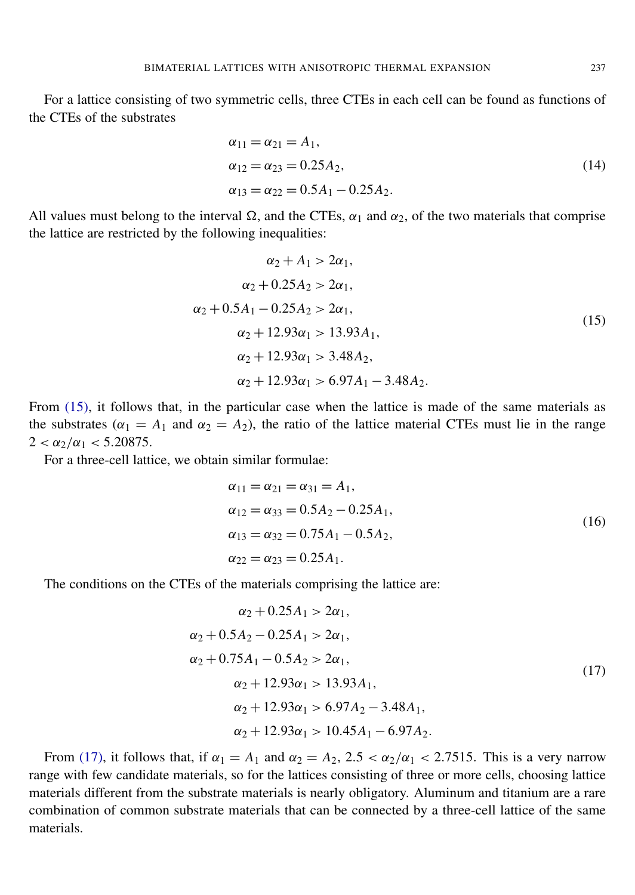For a lattice consisting of two symmetric cells, three CTEs in each cell can be found as functions of the CTEs of the substrates

$$
\begin{aligned}
\alpha_{11} &= \alpha_{21} = A_1, \\
\alpha_{12} &= \alpha_{23} = 0.25A_2, \\
\alpha_{13} &= \alpha_{22} = 0.5A_1 - 0.25A_2.
\end{aligned}
\tag{14}
$$

All values must belong to the interval $\Omega$, and the CTEs, $\alpha_1$ and $\alpha_2$, of the two materials that comprise the lattice are restricted by the following inequalities:

$$
\begin{aligned}
\alpha_2 + A_1 &> 2\alpha_1, \\
\alpha_2 + 0.25A_2 &> 2\alpha_1, \\
\alpha_2 + 0.5A_1 - 0.25A_2 &> 2\alpha_1, \\
\alpha_2 + 12.93\alpha_1 &> 13.93A_1, \\
\alpha_2 + 12.93\alpha_1 &> 3.48A_2, \\
\alpha_2 + 12.93\alpha_1 &> 6.97A_1 - 3.48A_2.
\end{aligned}
\tag{15}
$$

From (15), it follows that, in the particular case when the lattice is made of the same materials as the substrates ($\alpha_1 = A_1$ and $\alpha_2 = A_2$), the ratio of the lattice material CTEs must lie in the range $2 < \alpha_2/\alpha_1 < 5.20875$.

For a three-cell lattice, we obtain similar formulae:

$$
\begin{aligned}
\alpha_{11} &= \alpha_{21} = \alpha_{31} = A_1, \\
\alpha_{12} &= \alpha_{33} = 0.5A_2 - 0.25A_1, \\
\alpha_{13} &= \alpha_{32} = 0.75A_1 - 0.5A_2, \\
\alpha_{22} &= \alpha_{23} = 0.25A_1.
\end{aligned}
\tag{16}
$$

The conditions on the CTEs of the materials comprising the lattice are:

$$
\begin{aligned}
\alpha_2 + 0.25A_1 &> 2\alpha_1, \\
\alpha_2 + 0.5A_2 - 0.25A_1 &> 2\alpha_1, \\
\alpha_2 + 0.75A_1 - 0.5A_2 &> 2\alpha_1, \\
\alpha_2 + 12.93\alpha_1 &> 13.93A_1, \\
\alpha_2 + 12.93\alpha_1 &> 6.97A_2 - 3.48A_1, \\
\alpha_2 + 12.93\alpha_1 &> 10.45A_1 - 6.97A_2.
\end{aligned}
\tag{17}
$$

From (17), it follows that, if $\alpha_1 = A_1$ and $\alpha_2 = A_2$, $2.5 < \alpha_2/\alpha_1 < 2.7515$. This is a very narrow range with few candidate materials, so for the lattices consisting of three or more cells, choosing lattice materials different from the substrate materials is nearly obligatory. Aluminum and titanium are a rare combination of common substrate materials that can be connected by a three-cell lattice of the same materials.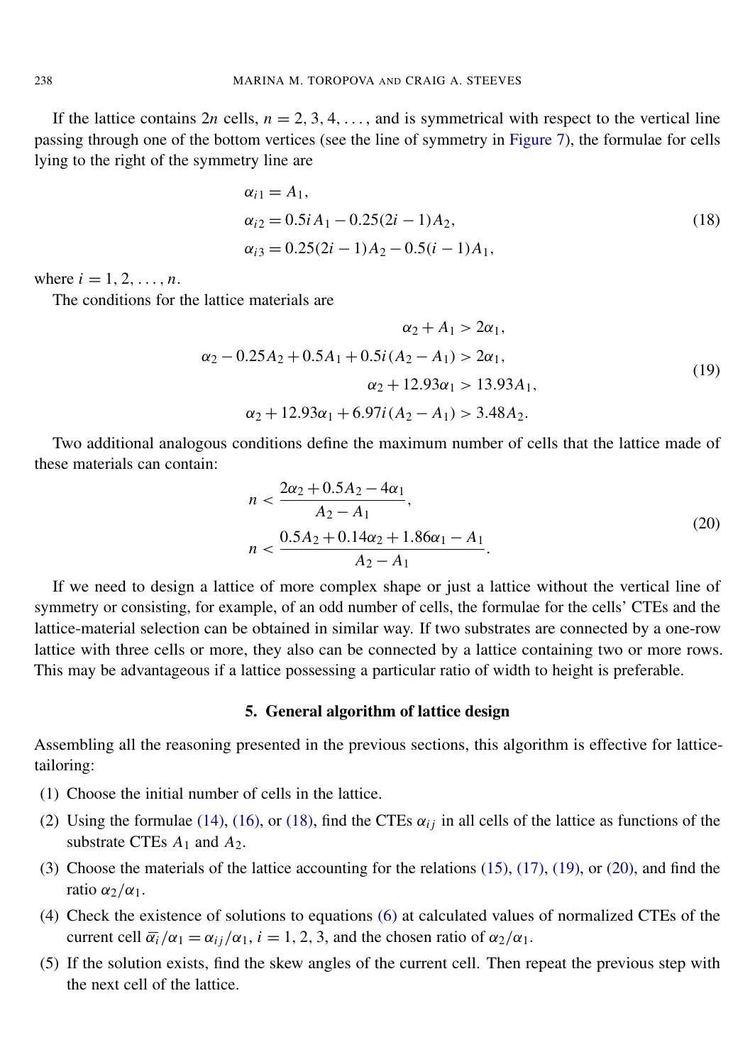If the lattice contains $2n$ cells, $n = 2, 3, 4, \ldots$, and is symmetrical with respect to the vertical line passing through one of the bottom vertices (see the line of symmetry in Figure 7), the formulae for cells lying to the right of the symmetry line are

$$
\begin{aligned}
\alpha_{i1} &= A_1, \\
\alpha_{i2} &= 0.5iA_1 - 0.25(2i-1)A_2, \\
\alpha_{i3} &= 0.25(2i-1)A_2 - 0.5(i-1)A_1,
\end{aligned}
\tag{18}
$$

where $i = 1, 2, \ldots, n$.

The conditions for the lattice materials are

$$
\begin{aligned}
\alpha_2 + A_1 &> 2\alpha_1, \\
\alpha_2 - 0.25A_2 + 0.5A_1 + 0.5i(A_2 - A_1) &> 2\alpha_1, \\
\alpha_2 + 12.93\alpha_1 &> 13.93A_1, \\
\alpha_2 + 12.93\alpha_1 + 6.97i(A_2 - A_1) &> 3.48A_2.
\end{aligned}
\tag{19}
$$

Two additional analogous conditions define the maximum number of cells that the lattice made of these materials can contain:

$$
\begin{aligned}
n &< \frac{2\alpha_2 + 0.5A_2 - 4\alpha_1}{A_2 - A_1}, \\
n &< \frac{0.5A_2 + 0.14\alpha_2 + 1.86\alpha_1 - A_1}{A_2 - A_1}.
\end{aligned}
\tag{20}
$$

If we need to design a lattice of more complex shape or just a lattice without the vertical line of symmetry or consisting, for example, of an odd number of cells, the formulae for the cells' CTEs and the lattice-material selection can be obtained in similar way. If two substrates are connected by a one-row lattice with three cells or more, they also can be connected by a lattice containing two or more rows. This may be advantageous if a lattice possessing a particular ratio of width to height is preferable.

## 5. General algorithm of lattice design

Assembling all the reasoning presented in the previous sections, this algorithm is effective for lattice-tailoring:

(1) Choose the initial number of cells in the lattice.

(2) Using the formulae (14), (16), or (18), find the CTEs $\alpha_{ij}$ in all cells of the lattice as functions of the substrate CTEs $A_1$ and $A_2$.

(3) Choose the materials of the lattice accounting for the relations (15), (17), (19), or (20), and find the ratio $\alpha_2/\alpha_1$.

(4) Check the existence of solutions to equations (6) at calculated values of normalized CTEs of the current cell $\overline{\alpha_i}/\alpha_1 = \alpha_{ij}/\alpha_1$, $i = 1, 2, 3$, and the chosen ratio of $\alpha_2/\alpha_1$.

(5) If the solution exists, find the skew angles of the current cell. Then repeat the previous step with the next cell of the lattice.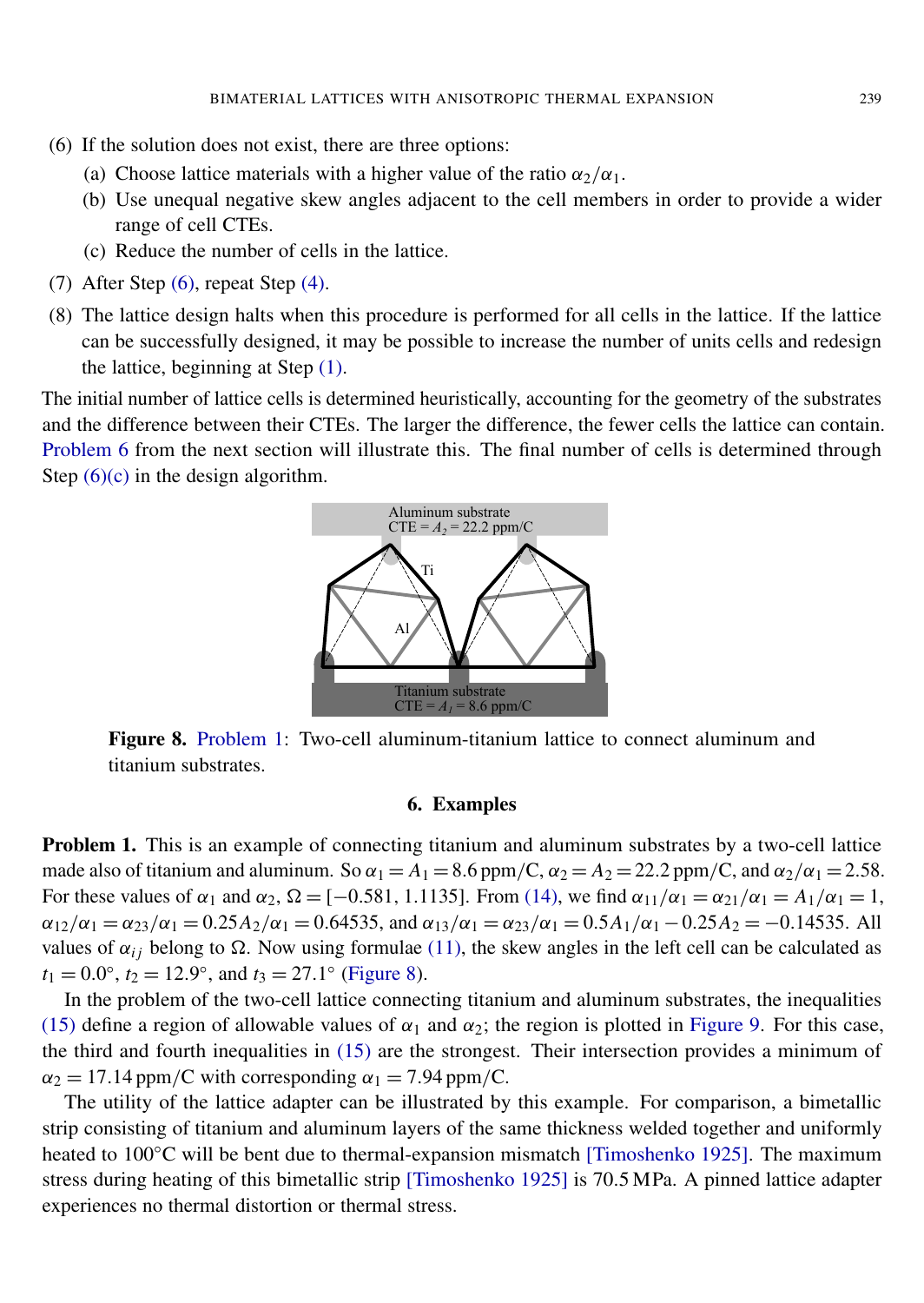(6) If the solution does not exist, there are three options:

   (a) Choose lattice materials with a higher value of the ratio $\alpha_2/\alpha_1$.

   (b) Use unequal negative skew angles adjacent to the cell members in order to provide a wider range of cell CTEs.

   (c) Reduce the number of cells in the lattice.

(7) After Step (6), repeat Step (4).

(8) The lattice design halts when this procedure is performed for all cells in the lattice. If the lattice can be successfully designed, it may be possible to increase the number of units cells and redesign the lattice, beginning at Step (1).

The initial number of lattice cells is determined heuristically, accounting for the geometry of the substrates and the difference between their CTEs. The larger the difference, the fewer cells the lattice can contain. Problem 6 from the next section will illustrate this. The final number of cells is determined through Step (6)(c) in the design algorithm.

**Figure 8.** Problem 1: Two-cell aluminum-titanium lattice to connect aluminum and titanium substrates.

## 6. Examples

**Problem 1.** This is an example of connecting titanium and aluminum substrates by a two-cell lattice made also of titanium and aluminum. So $\alpha_1 = A_1 = 8.6\,\text{ppm/C}$, $\alpha_2 = A_2 = 22.2\,\text{ppm/C}$, and $\alpha_2/\alpha_1 = 2.58$. For these values of $\alpha_1$ and $\alpha_2$, $\Omega = [-0.581,\ 1.1135]$. From (14), we find $\alpha_{11}/\alpha_1 = \alpha_{21}/\alpha_1 = A_1/\alpha_1 = 1$, $\alpha_{12}/\alpha_1 = \alpha_{23}/\alpha_1 = 0.25A_2/\alpha_1 = 0.64535$, and $\alpha_{13}/\alpha_1 = \alpha_{23}/\alpha_1 = 0.5A_1/\alpha_1 - 0.25A_2 = -0.14535$. All values of $\alpha_{ij}$ belong to $\Omega$. Now using formulae (11), the skew angles in the left cell can be calculated as $t_1 = 0.0°$, $t_2 = 12.9°$, and $t_3 = 27.1°$ (Figure 8).

In the problem of the two-cell lattice connecting titanium and aluminum substrates, the inequalities (15) define a region of allowable values of $\alpha_1$ and $\alpha_2$; the region is plotted in Figure 9. For this case, the third and fourth inequalities in (15) are the strongest. Their intersection provides a minimum of $\alpha_2 = 17.14\,\text{ppm/C}$ with corresponding $\alpha_1 = 7.94\,\text{ppm/C}$.

The utility of the lattice adapter can be illustrated by this example. For comparison, a bimetallic strip consisting of titanium and aluminum layers of the same thickness welded together and uniformly heated to 100°C will be bent due to thermal-expansion mismatch [Timoshenko 1925]. The maximum stress during heating of this bimetallic strip [Timoshenko 1925] is 70.5 MPa. A pinned lattice adapter experiences no thermal distortion or thermal stress.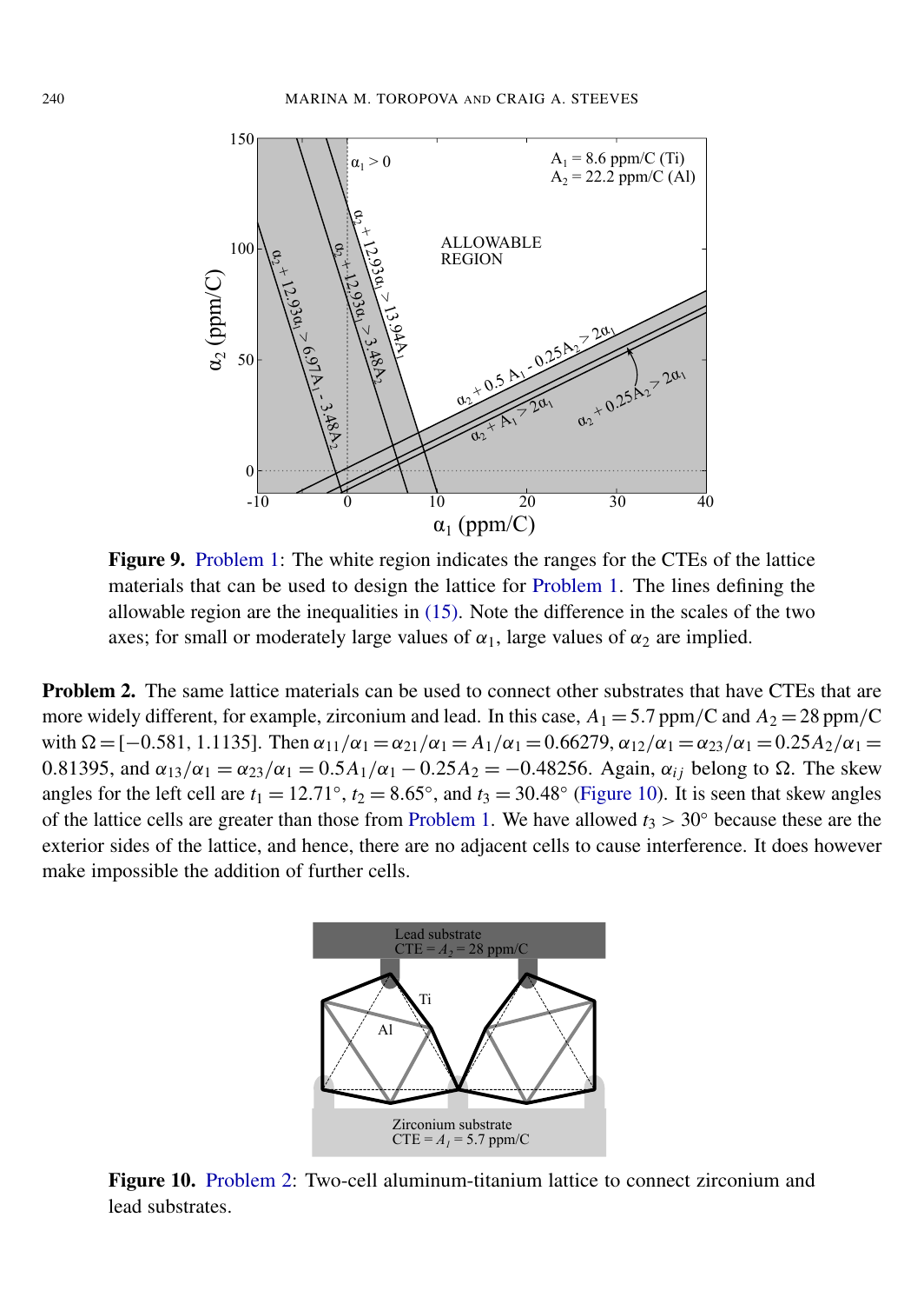**Figure 9.** Problem 1: The white region indicates the ranges for the CTEs of the lattice materials that can be used to design the lattice for Problem 1. The lines defining the allowable region are the inequalities in (15). Note the difference in the scales of the two axes; for small or moderately large values of $\alpha_1$, large values of $\alpha_2$ are implied.

**Problem 2.** The same lattice materials can be used to connect other substrates that have CTEs that are more widely different, for example, zirconium and lead. In this case, $A_1 = 5.7$ ppm/C and $A_2 = 28$ ppm/C with $\Omega = [-0.581, 1.1135]$. Then $\alpha_{11}/\alpha_1 = \alpha_{21}/\alpha_1 = A_1/\alpha_1 = 0.66279$, $\alpha_{12}/\alpha_1 = \alpha_{23}/\alpha_1 = 0.25A_2/\alpha_1 = 0.81395$, and $\alpha_{13}/\alpha_1 = \alpha_{23}/\alpha_1 = 0.5A_1/\alpha_1 - 0.25A_2 = -0.48256$. Again, $\alpha_{ij}$ belong to $\Omega$. The skew angles for the left cell are $t_1 = 12.71°$, $t_2 = 8.65°$, and $t_3 = 30.48°$ (Figure 10). It is seen that skew angles of the lattice cells are greater than those from Problem 1. We have allowed $t_3 > 30°$ because these are the exterior sides of the lattice, and hence, there are no adjacent cells to cause interference. It does however make impossible the addition of further cells.

**Figure 10.** Problem 2: Two-cell aluminum-titanium lattice to connect zirconium and lead substrates.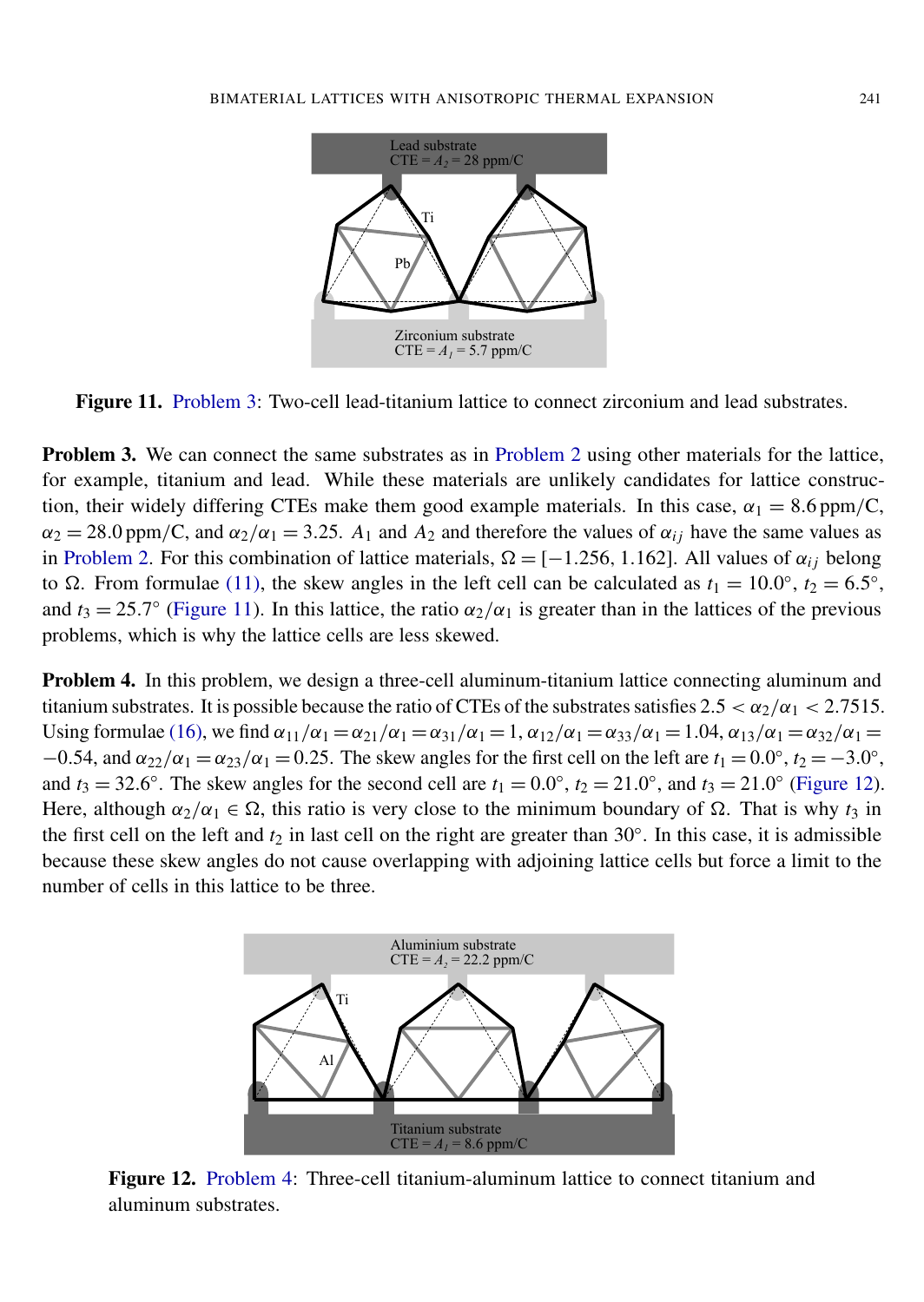**Figure 11.** Problem 3: Two-cell lead-titanium lattice to connect zirconium and lead substrates.

**Problem 3.** We can connect the same substrates as in Problem 2 using other materials for the lattice, for example, titanium and lead. While these materials are unlikely candidates for lattice construction, their widely differing CTEs make them good example materials. In this case, $\alpha_1 = 8.6$ ppm/C, $\alpha_2 = 28.0$ ppm/C, and $\alpha_2/\alpha_1 = 3.25$. $A_1$ and $A_2$ and therefore the values of $\alpha_{ij}$ have the same values as in Problem 2. For this combination of lattice materials, $\Omega = [-1.256, 1.162]$. All values of $\alpha_{ij}$ belong to $\Omega$. From formulae (11), the skew angles in the left cell can be calculated as $t_1 = 10.0°$, $t_2 = 6.5°$, and $t_3 = 25.7°$ (Figure 11). In this lattice, the ratio $\alpha_2/\alpha_1$ is greater than in the lattices of the previous problems, which is why the lattice cells are less skewed.

**Problem 4.** In this problem, we design a three-cell aluminum-titanium lattice connecting aluminum and titanium substrates. It is possible because the ratio of CTEs of the substrates satisfies $2.5 < \alpha_2/\alpha_1 < 2.7515$. Using formulae (16), we find $\alpha_{11}/\alpha_1 = \alpha_{21}/\alpha_1 = \alpha_{31}/\alpha_1 = 1$, $\alpha_{12}/\alpha_1 = \alpha_{33}/\alpha_1 = 1.04$, $\alpha_{13}/\alpha_1 = \alpha_{32}/\alpha_1 = -0.54$, and $\alpha_{22}/\alpha_1 = \alpha_{23}/\alpha_1 = 0.25$. The skew angles for the first cell on the left are $t_1 = 0.0°$, $t_2 = -3.0°$, and $t_3 = 32.6°$. The skew angles for the second cell are $t_1 = 0.0°$, $t_2 = 21.0°$, and $t_3 = 21.0°$ (Figure 12). Here, although $\alpha_2/\alpha_1 \in \Omega$, this ratio is very close to the minimum boundary of $\Omega$. That is why $t_3$ in the first cell on the left and $t_2$ in last cell on the right are greater than 30°. In this case, it is admissible because these skew angles do not cause overlapping with adjoining lattice cells but force a limit to the number of cells in this lattice to be three.

**Figure 12.** Problem 4: Three-cell titanium-aluminum lattice to connect titanium and aluminum substrates.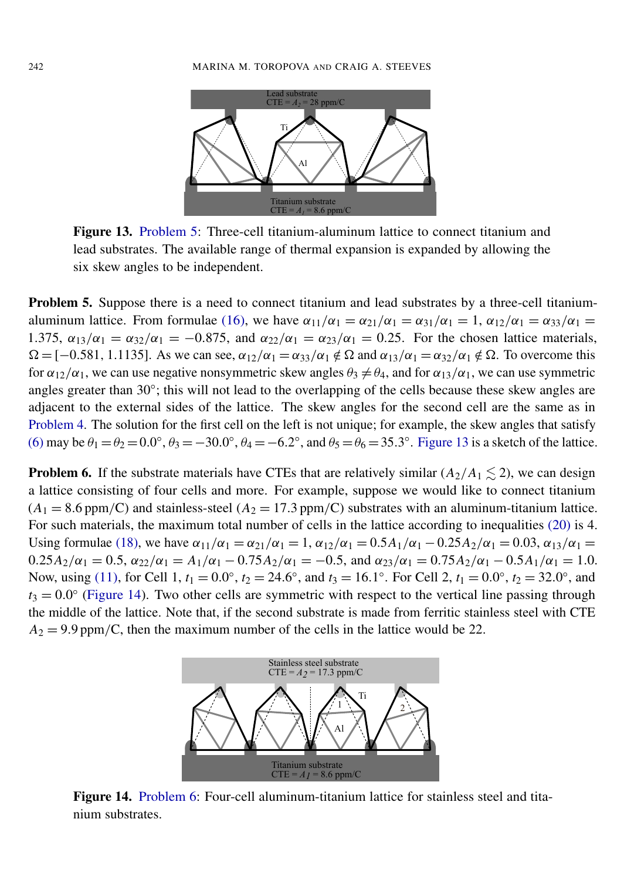**Figure 13.** Problem 5: Three-cell titanium-aluminum lattice to connect titanium and lead substrates. The available range of thermal expansion is expanded by allowing the six skew angles to be independent.

**Problem 5.** Suppose there is a need to connect titanium and lead substrates by a three-cell titanium-aluminum lattice. From formulae (16), we have $\alpha_{11}/\alpha_1 = \alpha_{21}/\alpha_1 = \alpha_{31}/\alpha_1 = 1$, $\alpha_{12}/\alpha_1 = \alpha_{33}/\alpha_1 = 1.375$, $\alpha_{13}/\alpha_1 = \alpha_{32}/\alpha_1 = -0.875$, and $\alpha_{22}/\alpha_1 = \alpha_{23}/\alpha_1 = 0.25$. For the chosen lattice materials, $\Omega = [-0.581, 1.1135]$. As we can see, $\alpha_{12}/\alpha_1 = \alpha_{33}/\alpha_1 \notin \Omega$ and $\alpha_{13}/\alpha_1 = \alpha_{32}/\alpha_1 \notin \Omega$. To overcome this for $\alpha_{12}/\alpha_1$, we can use negative nonsymmetric skew angles $\theta_3 \neq \theta_4$, and for $\alpha_{13}/\alpha_1$, we can use symmetric angles greater than 30°; this will not lead to the overlapping of the cells because these skew angles are adjacent to the external sides of the lattice. The skew angles for the second cell are the same as in Problem 4. The solution for the first cell on the left is not unique; for example, the skew angles that satisfy (6) may be $\theta_1 = \theta_2 = 0.0°$, $\theta_3 = -30.0°$, $\theta_4 = -6.2°$, and $\theta_5 = \theta_6 = 35.3°$. Figure 13 is a sketch of the lattice.

**Problem 6.** If the substrate materials have CTEs that are relatively similar ($A_2/A_1 \lesssim 2$), we can design a lattice consisting of four cells and more. For example, suppose we would like to connect titanium ($A_1 = 8.6$ ppm/C) and stainless-steel ($A_2 = 17.3$ ppm/C) substrates with an aluminum-titanium lattice. For such materials, the maximum total number of cells in the lattice according to inequalities (20) is 4. Using formulae (18), we have $\alpha_{11}/\alpha_1 = \alpha_{21}/\alpha_1 = 1$, $\alpha_{12}/\alpha_1 = 0.5A_1/\alpha_1 - 0.25A_2/\alpha_1 = 0.03$, $\alpha_{13}/\alpha_1 = 0.25A_2/\alpha_1 = 0.5$, $\alpha_{22}/\alpha_1 = A_1/\alpha_1 - 0.75A_2/\alpha_1 = -0.5$, and $\alpha_{23}/\alpha_1 = 0.75A_2/\alpha_1 - 0.5A_1/\alpha_1 = 1.0$. Now, using (11), for Cell 1, $t_1 = 0.0°$, $t_2 = 24.6°$, and $t_3 = 16.1°$. For Cell 2, $t_1 = 0.0°$, $t_2 = 32.0°$, and $t_3 = 0.0°$ (Figure 14). Two other cells are symmetric with respect to the vertical line passing through the middle of the lattice. Note that, if the second substrate is made from ferritic stainless steel with CTE $A_2 = 9.9$ ppm/C, then the maximum number of the cells in the lattice would be 22.

**Figure 14.** Problem 6: Four-cell aluminum-titanium lattice for stainless steel and titanium substrates.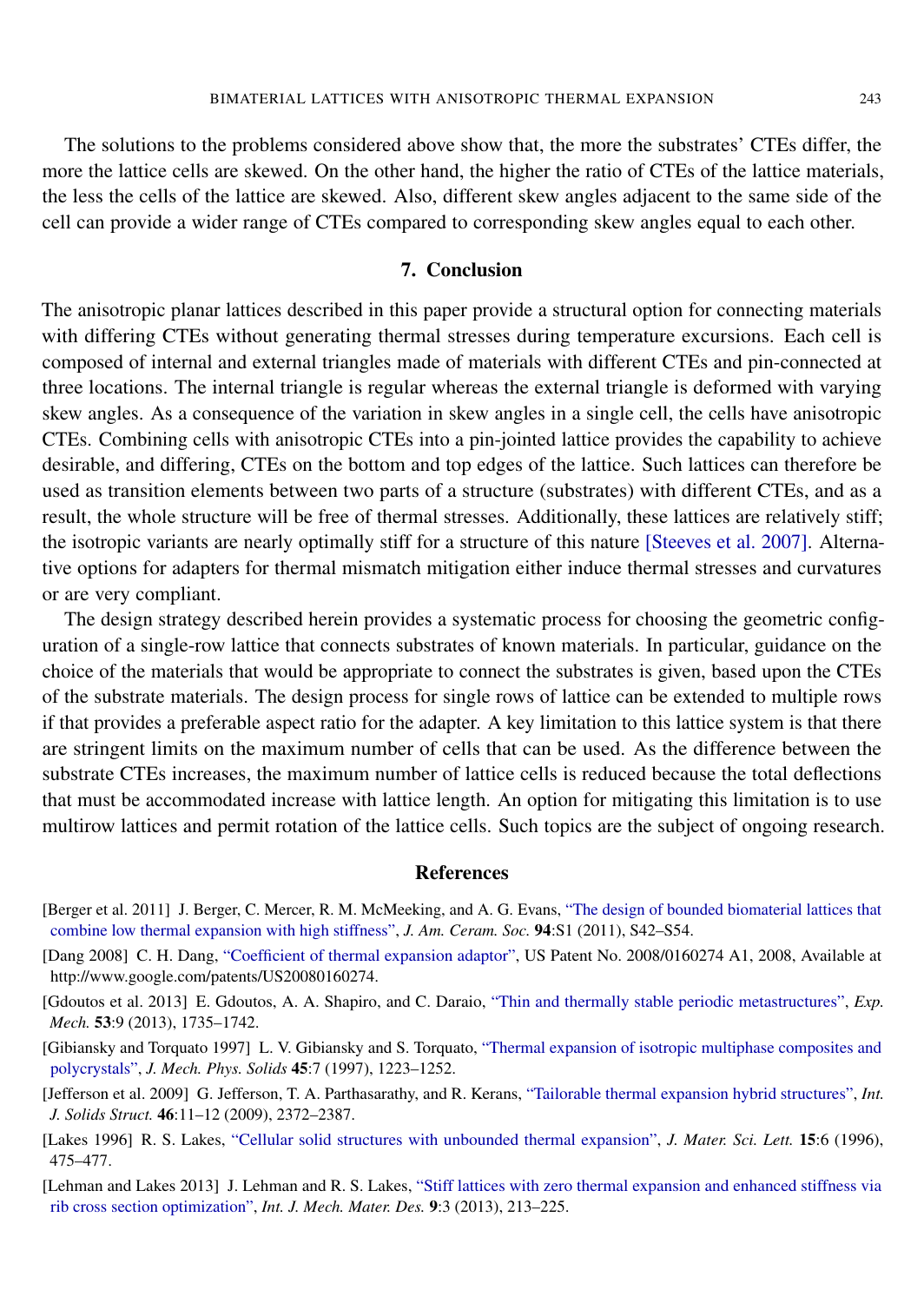The solutions to the problems considered above show that, the more the substrates' CTEs differ, the more the lattice cells are skewed. On the other hand, the higher the ratio of CTEs of the lattice materials, the less the cells of the lattice are skewed. Also, different skew angles adjacent to the same side of the cell can provide a wider range of CTEs compared to corresponding skew angles equal to each other.

## 7. Conclusion

The anisotropic planar lattices described in this paper provide a structural option for connecting materials with differing CTEs without generating thermal stresses during temperature excursions. Each cell is composed of internal and external triangles made of materials with different CTEs and pin-connected at three locations. The internal triangle is regular whereas the external triangle is deformed with varying skew angles. As a consequence of the variation in skew angles in a single cell, the cells have anisotropic CTEs. Combining cells with anisotropic CTEs into a pin-jointed lattice provides the capability to achieve desirable, and differing, CTEs on the bottom and top edges of the lattice. Such lattices can therefore be used as transition elements between two parts of a structure (substrates) with different CTEs, and as a result, the whole structure will be free of thermal stresses. Additionally, these lattices are relatively stiff; the isotropic variants are nearly optimally stiff for a structure of this nature [Steeves et al. 2007]. Alternative options for adapters for thermal mismatch mitigation either induce thermal stresses and curvatures or are very compliant.

The design strategy described herein provides a systematic process for choosing the geometric configuration of a single-row lattice that connects substrates of known materials. In particular, guidance on the choice of the materials that would be appropriate to connect the substrates is given, based upon the CTEs of the substrate materials. The design process for single rows of lattice can be extended to multiple rows if that provides a preferable aspect ratio for the adapter. A key limitation to this lattice system is that there are stringent limits on the maximum number of cells that can be used. As the difference between the substrate CTEs increases, the maximum number of lattice cells is reduced because the total deflections that must be accommodated increase with lattice length. An option for mitigating this limitation is to use multirow lattices and permit rotation of the lattice cells. Such topics are the subject of ongoing research.

## References

[Berger et al. 2011] J. Berger, C. Mercer, R. M. McMeeking, and A. G. Evans, "The design of bounded biomaterial lattices that combine low thermal expansion with high stiffness", *J. Am. Ceram. Soc.* **94**:S1 (2011), S42–S54.

[Dang 2008] C. H. Dang, "Coefficient of thermal expansion adaptor", US Patent No. 2008/0160274 A1, 2008, Available at http://www.google.com/patents/US20080160274.

[Gdoutos et al. 2013] E. Gdoutos, A. A. Shapiro, and C. Daraio, "Thin and thermally stable periodic metastructures", *Exp. Mech.* **53**:9 (2013), 1735–1742.

[Gibiansky and Torquato 1997] L. V. Gibiansky and S. Torquato, "Thermal expansion of isotropic multiphase composites and polycrystals", *J. Mech. Phys. Solids* **45**:7 (1997), 1223–1252.

[Jefferson et al. 2009] G. Jefferson, T. A. Parthasarathy, and R. Kerans, "Tailorable thermal expansion hybrid structures", *Int. J. Solids Struct.* **46**:11–12 (2009), 2372–2387.

[Lakes 1996] R. S. Lakes, "Cellular solid structures with unbounded thermal expansion", *J. Mater. Sci. Lett.* **15**:6 (1996), 475–477.

[Lehman and Lakes 2013] J. Lehman and R. S. Lakes, "Stiff lattices with zero thermal expansion and enhanced stiffness via rib cross section optimization", *Int. J. Mech. Mater. Des.* **9**:3 (2013), 213–225.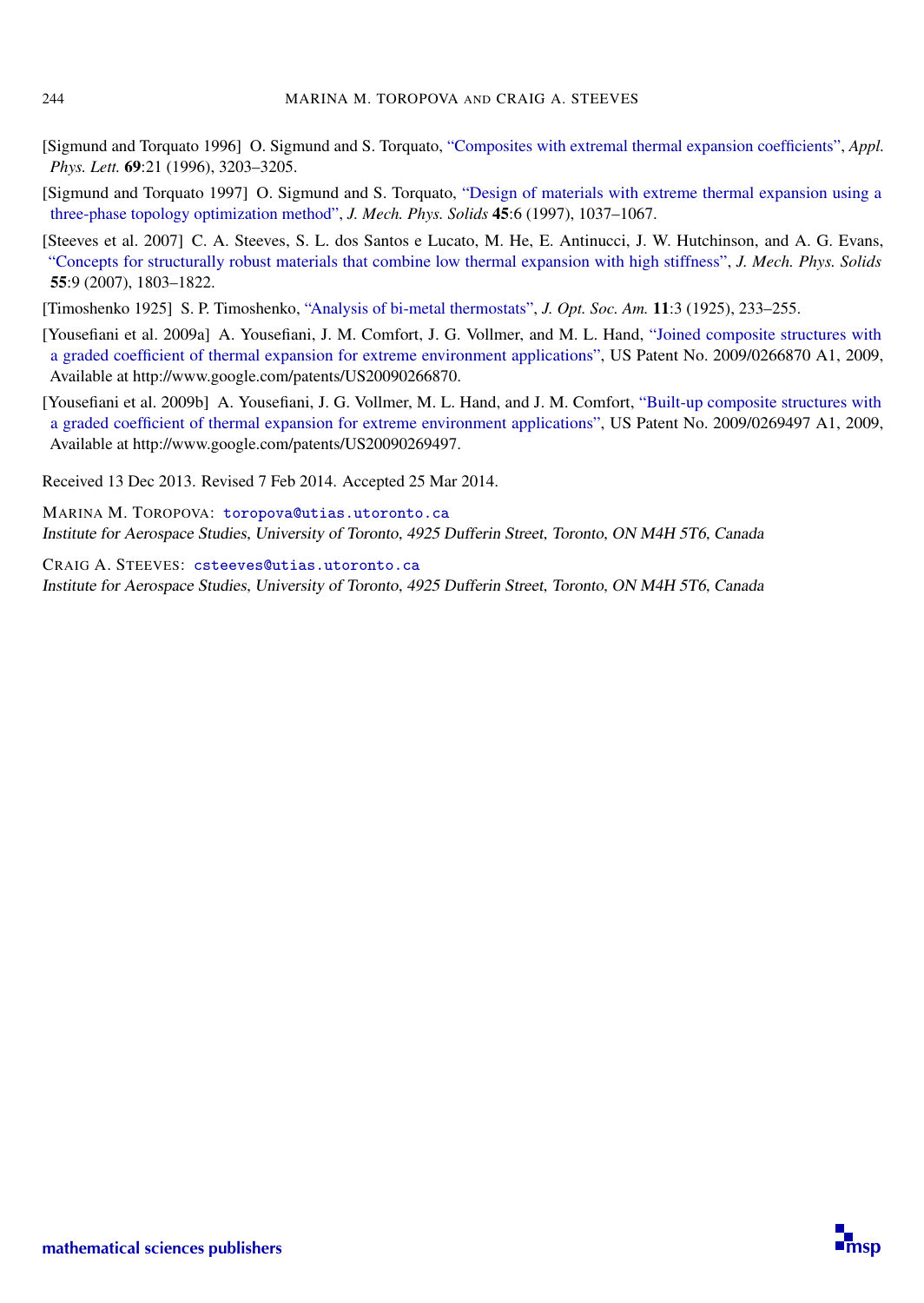[Sigmund and Torquato 1996] O. Sigmund and S. Torquato, "Composites with extremal thermal expansion coefficients", *Appl. Phys. Lett.* **69**:21 (1996), 3203–3205.

[Sigmund and Torquato 1997] O. Sigmund and S. Torquato, "Design of materials with extreme thermal expansion using a three-phase topology optimization method", *J. Mech. Phys. Solids* **45**:6 (1997), 1037–1067.

[Steeves et al. 2007] C. A. Steeves, S. L. dos Santos e Lucato, M. He, E. Antinucci, J. W. Hutchinson, and A. G. Evans, "Concepts for structurally robust materials that combine low thermal expansion with high stiffness", *J. Mech. Phys. Solids* **55**:9 (2007), 1803–1822.

[Timoshenko 1925] S. P. Timoshenko, "Analysis of bi-metal thermostats", *J. Opt. Soc. Am.* **11**:3 (1925), 233–255.

[Yousefiani et al. 2009a] A. Yousefiani, J. M. Comfort, J. G. Vollmer, and M. L. Hand, "Joined composite structures with a graded coefficient of thermal expansion for extreme environment applications", US Patent No. 2009/0266870 A1, 2009, Available at http://www.google.com/patents/US20090266870.

[Yousefiani et al. 2009b] A. Yousefiani, J. G. Vollmer, M. L. Hand, and J. M. Comfort, "Built-up composite structures with a graded coefficient of thermal expansion for extreme environment applications", US Patent No. 2009/0269497 A1, 2009, Available at http://www.google.com/patents/US20090269497.

Received 13 Dec 2013. Revised 7 Feb 2014. Accepted 25 Mar 2014.

MARINA M. TOROPOVA: toropova@utias.utoronto.ca
*Institute for Aerospace Studies, University of Toronto, 4925 Dufferin Street, Toronto, ON M4H 5T6, Canada*

CRAIG A. STEEVES: csteeves@utias.utoronto.ca
*Institute for Aerospace Studies, University of Toronto, 4925 Dufferin Street, Toronto, ON M4H 5T6, Canada*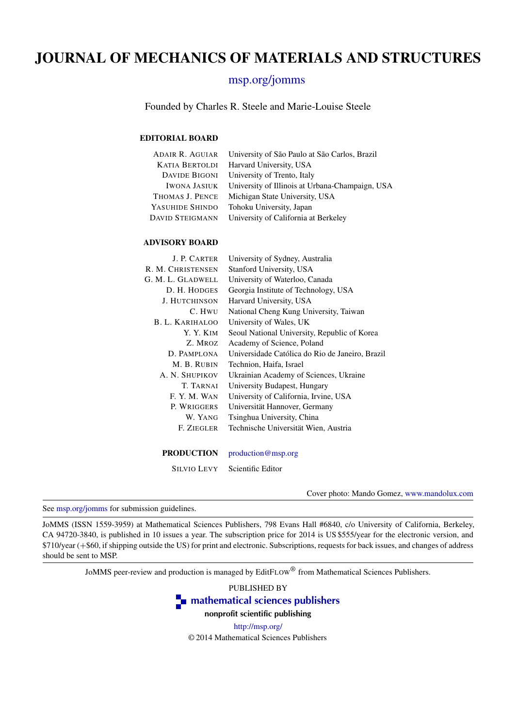# JOURNAL OF MECHANICS OF MATERIALS AND STRUCTURES

msp.org/jomms

Founded by Charles R. Steele and Marie-Louise Steele

### EDITORIAL BOARD

| | |
|---|---|
| ADAIR R. AGUIAR | University of São Paulo at São Carlos, Brazil |
| KATIA BERTOLDI | Harvard University, USA |
| DAVIDE BIGONI | University of Trento, Italy |
| IWONA JASIUK | University of Illinois at Urbana-Champaign, USA |
| THOMAS J. PENCE | Michigan State University, USA |
| YASUHIDE SHINDO | Tohoku University, Japan |
| DAVID STEIGMANN | University of California at Berkeley |

### ADVISORY BOARD

| | |
|---|---|
| J. P. CARTER | University of Sydney, Australia |
| R. M. CHRISTENSEN | Stanford University, USA |
| G. M. L. GLADWELL | University of Waterloo, Canada |
| D. H. HODGES | Georgia Institute of Technology, USA |
| J. HUTCHINSON | Harvard University, USA |
| C. HWU | National Cheng Kung University, Taiwan |
| B. L. KARIHALOO | University of Wales, UK |
| Y. Y. KIM | Seoul National University, Republic of Korea |
| Z. MROZ | Academy of Science, Poland |
| D. PAMPLONA | Universidade Católica do Rio de Janeiro, Brazil |
| M. B. RUBIN | Technion, Haifa, Israel |
| A. N. SHUPIKOV | Ukrainian Academy of Sciences, Ukraine |
| T. TARNAI | University Budapest, Hungary |
| F. Y. M. WAN | University of California, Irvine, USA |
| P. WRIGGERS | Universität Hannover, Germany |
| W. YANG | Tsinghua University, China |
| F. ZIEGLER | Technische Universität Wien, Austria |

**PRODUCTION** production@msp.org

SILVIO LEVY Scientific Editor

Cover photo: Mando Gomez, www.mandolux.com

See msp.org/jomms for submission guidelines.

JoMMS (ISSN 1559-3959) at Mathematical Sciences Publishers, 798 Evans Hall #6840, c/o University of California, Berkeley, CA 94720-3840, is published in 10 issues a year. The subscription price for 2014 is US \$555/year for the electronic version, and \$710/year (+\$60, if shipping outside the US) for print and electronic. Subscriptions, requests for back issues, and changes of address should be sent to MSP.

JoMMS peer-review and production is managed by EditFLOW® from Mathematical Sciences Publishers.

PUBLISHED BY

mathematical sciences publishers

nonprofit scientific publishing

http://msp.org/

© 2014 Mathematical Sciences Publishers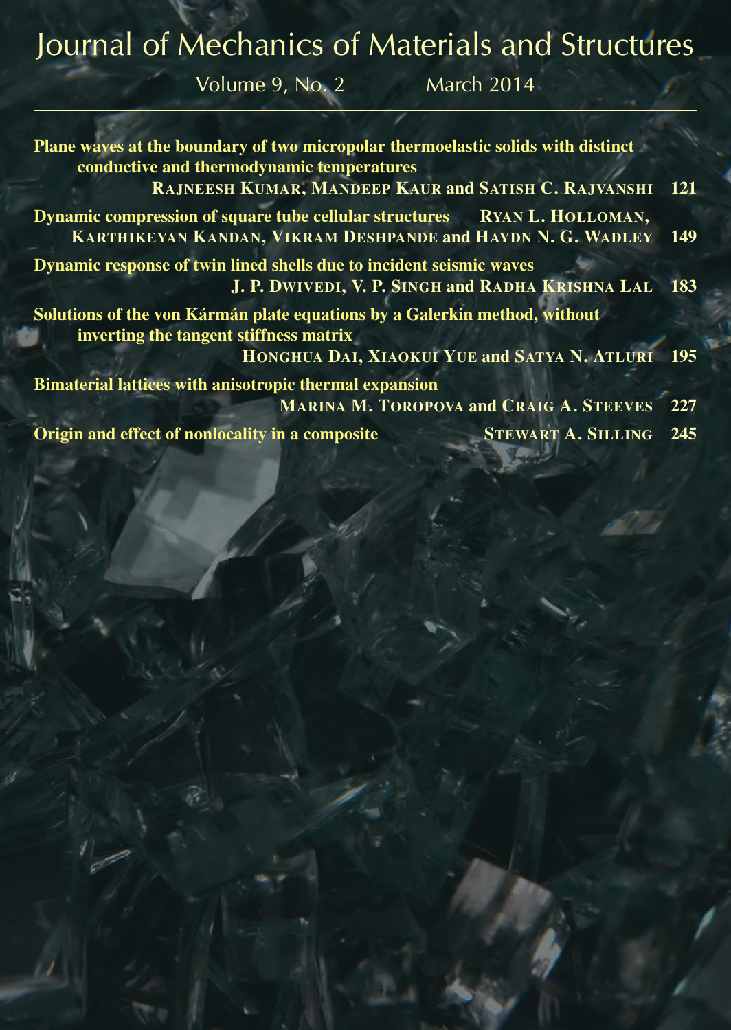# Journal of Mechanics of Materials and Structures

Volume 9, No. 2 March 2014

**Plane waves at the boundary of two micropolar thermoelastic solids with distinct conductive and thermodynamic temperatures**
RAJNEESH KUMAR, MANDEEP KAUR and SATISH C. RAJVANSHI 121

**Dynamic compression of square tube cellular structures** RYAN L. HOLLOMAN, KARTHIKEYAN KANDAN, VIKRAM DESHPANDE and HAYDN N. G. WADLEY 149

**Dynamic response of twin lined shells due to incident seismic waves**
J. P. DWIVEDI, V. P. SINGH and RADHA KRISHNA LAL 183

**Solutions of the von Kármán plate equations by a Galerkin method, without inverting the tangent stiffness matrix**
HONGHUA DAI, XIAOKUI YUE and SATYA N. ATLURI 195

**Bimaterial lattices with anisotropic thermal expansion**
MARINA M. TOROPOVA and CRAIG A. STEEVES 227

**Origin and effect of nonlocality in a composite** STEWART A. SILLING 245